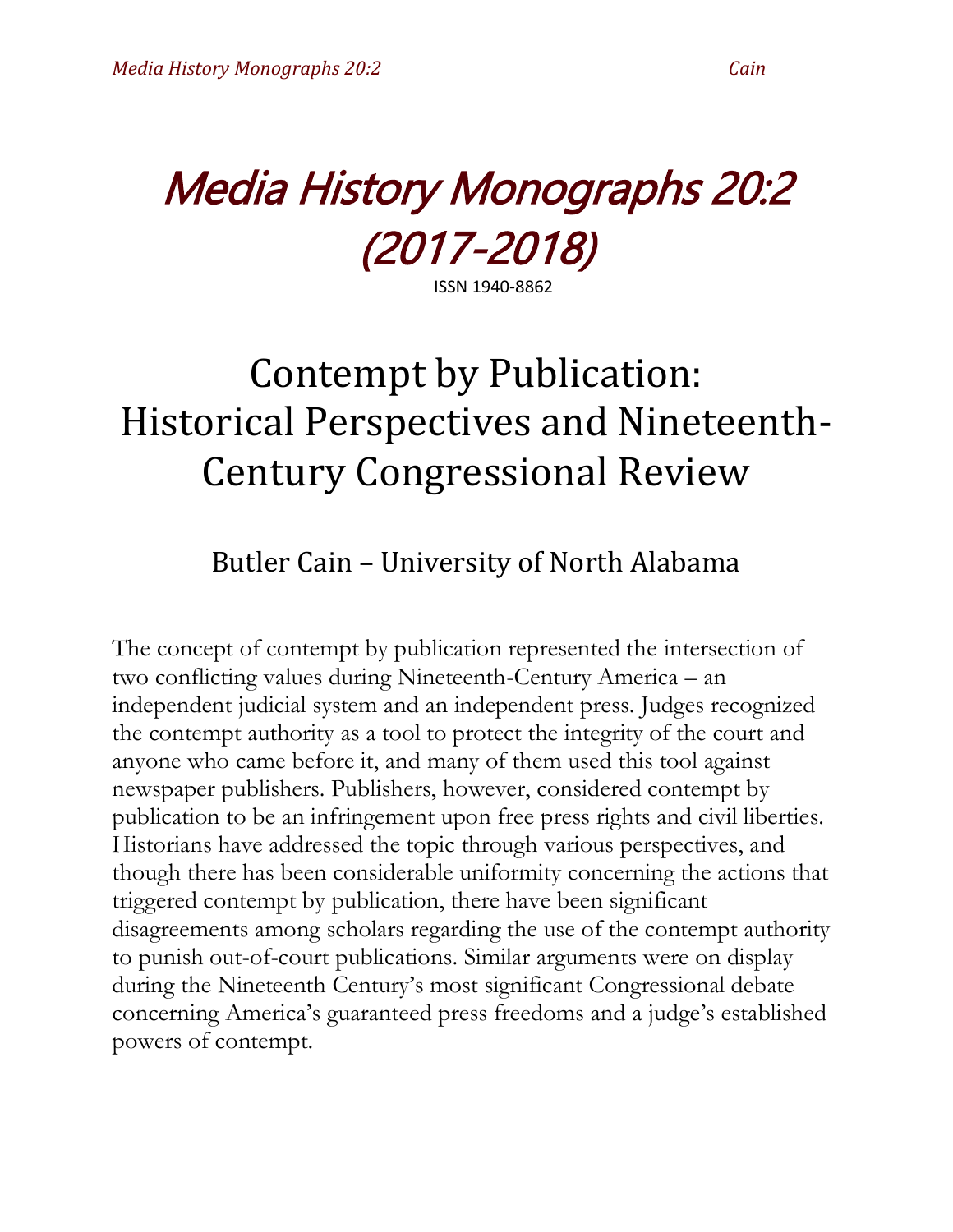# Media History Monographs 20:2 (2017-2018)

ISSN 1940-8862

## Contempt by Publication: Historical Perspectives and Nineteenth-Century Congressional Review

### Butler Cain – University of North Alabama

The concept of contempt by publication represented the intersection of two conflicting values during Nineteenth-Century America – an independent judicial system and an independent press. Judges recognized the contempt authority as a tool to protect the integrity of the court and anyone who came before it, and many of them used this tool against newspaper publishers. Publishers, however, considered contempt by publication to be an infringement upon free press rights and civil liberties. Historians have addressed the topic through various perspectives, and though there has been considerable uniformity concerning the actions that triggered contempt by publication, there have been significant disagreements among scholars regarding the use of the contempt authority to punish out-of-court publications. Similar arguments were on display during the Nineteenth Century's most significant Congressional debate concerning America's guaranteed press freedoms and a judge's established powers of contempt.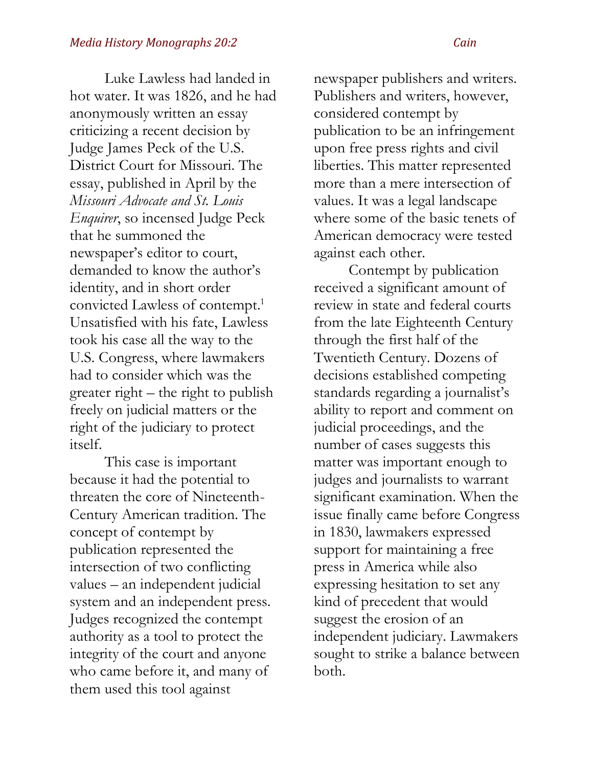Luke Lawless had landed in hot water. It was 1826, and he had anonymously written an essay criticizing a recent decision by Judge James Peck of the U.S. District Court for Missouri. The essay, published in April by the *Missouri Advocate and St. Louis Enquirer*, so incensed Judge Peck that he summoned the newspaper's editor to court, demanded to know the author's identity, and in short order convicted Lawless of contempt.[1] Unsatisfied with his fate, Lawless took his case all the way to the U.S. Congress, where lawmakers had to consider which was the greater right – the right to publish freely on judicial matters or the right of the judiciary to protect itself.

This case is important because it had the potential to threaten the core of Nineteenth-Century American tradition. The concept of contempt by publication represented the intersection of two conflicting values – an independent judicial system and an independent press. Judges recognized the contempt authority as a tool to protect the integrity of the court and anyone who came before it, and many of them used this tool against newspaper publishers and writers. Publishers and writers, however, considered contempt by publication to be an infringement upon free press rights and civil liberties. This matter represented more than a mere intersection of values. It was a legal landscape where some of the basic tenets of American democracy were tested against each other.

Contempt by publication received a significant amount of review in state and federal courts from the late Eighteenth Century through the first half of the Twentieth Century. Dozens of decisions established competing standards regarding a journalist's ability to report and comment on judicial proceedings, and the number of cases suggests this matter was important enough to judges and journalists to warrant significant examination. When the issue finally came before Congress in 1830, lawmakers expressed support for maintaining a free press in America while also expressing hesitation to set any kind of precedent that would suggest the erosion of an independent judiciary. Lawmakers sought to strike a balance between both.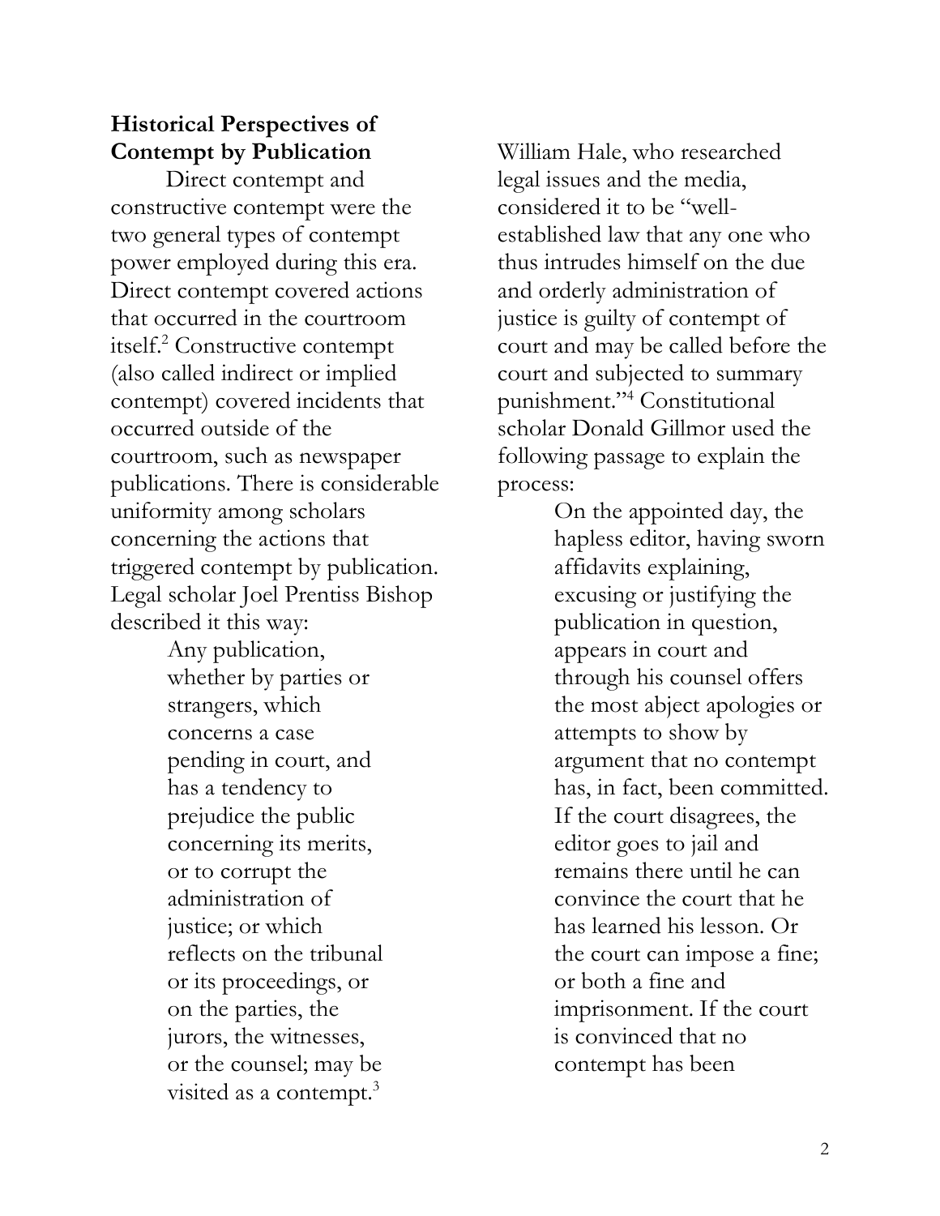## Historical Perspectives of Contempt by Publication

Direct contempt and constructive contempt were the two general types of contempt power employed during this era. Direct contempt covered actions that occurred in the courtroom itself.[2] Constructive contempt (also called indirect or implied contempt) covered incidents that occurred outside of the courtroom, such as newspaper publications. There is considerable uniformity among scholars concerning the actions that triggered contempt by publication. Legal scholar Joel Prentiss Bishop described it this way:

> Any publication, whether by parties or strangers, which concerns a case pending in court, and has a tendency to prejudice the public concerning its merits, or to corrupt the administration of justice; or which reflects on the tribunal or its proceedings, or on the parties, the jurors, the witnesses, or the counsel; may be visited as a contempt.[3]

William Hale, who researched legal issues and the media, considered it to be "well-established law that any one who thus intrudes himself on the due and orderly administration of justice is guilty of contempt of court and may be called before the court and subjected to summary punishment."[4] Constitutional scholar Donald Gillmor used the following passage to explain the process:

> On the appointed day, the hapless editor, having sworn affidavits explaining, excusing or justifying the publication in question, appears in court and through his counsel offers the most abject apologies or attempts to show by argument that no contempt has, in fact, been committed. If the court disagrees, the editor goes to jail and remains there until he can convince the court that he has learned his lesson. Or the court can impose a fine; or both a fine and imprisonment. If the court is convinced that no contempt has been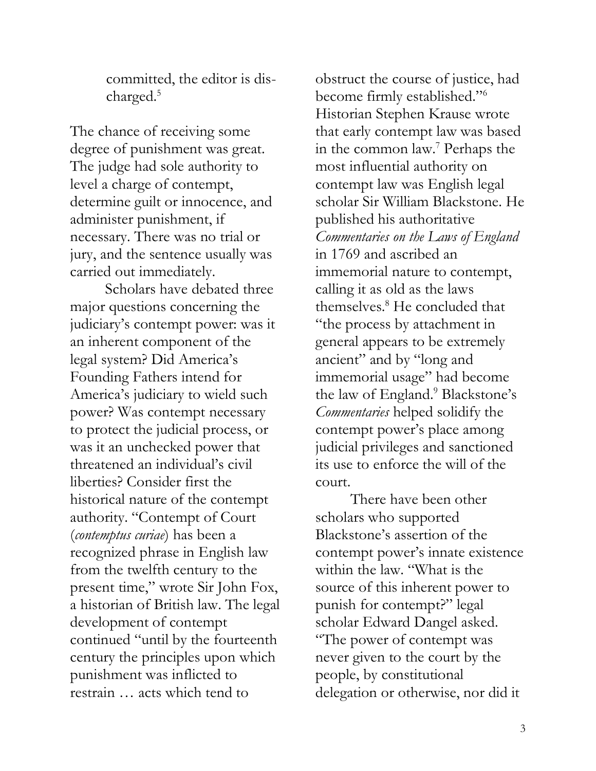committed, the editor is discharged.[5]

The chance of receiving some degree of punishment was great. The judge had sole authority to level a charge of contempt, determine guilt or innocence, and administer punishment, if necessary. There was no trial or jury, and the sentence usually was carried out immediately.

Scholars have debated three major questions concerning the judiciary's contempt power: was it an inherent component of the legal system? Did America's Founding Fathers intend for America's judiciary to wield such power? Was contempt necessary to protect the judicial process, or was it an unchecked power that threatened an individual's civil liberties? Consider first the historical nature of the contempt authority. "Contempt of Court (*contemptus curiae*) has been a recognized phrase in English law from the twelfth century to the present time," wrote Sir John Fox, a historian of British law. The legal development of contempt continued "until by the fourteenth century the principles upon which punishment was inflicted to restrain … acts which tend to obstruct the course of justice, had become firmly established."[6] Historian Stephen Krause wrote that early contempt law was based in the common law.[7] Perhaps the most influential authority on contempt law was English legal scholar Sir William Blackstone. He published his authoritative *Commentaries on the Laws of England* in 1769 and ascribed an immemorial nature to contempt, calling it as old as the laws themselves.[8] He concluded that "the process by attachment in general appears to be extremely ancient" and by "long and immemorial usage" had become the law of England.[9] Blackstone's *Commentaries* helped solidify the contempt power's place among judicial privileges and sanctioned its use to enforce the will of the court.

There have been other scholars who supported Blackstone's assertion of the contempt power's innate existence within the law. "What is the source of this inherent power to punish for contempt?" legal scholar Edward Dangel asked. "The power of contempt was never given to the court by the people, by constitutional delegation or otherwise, nor did it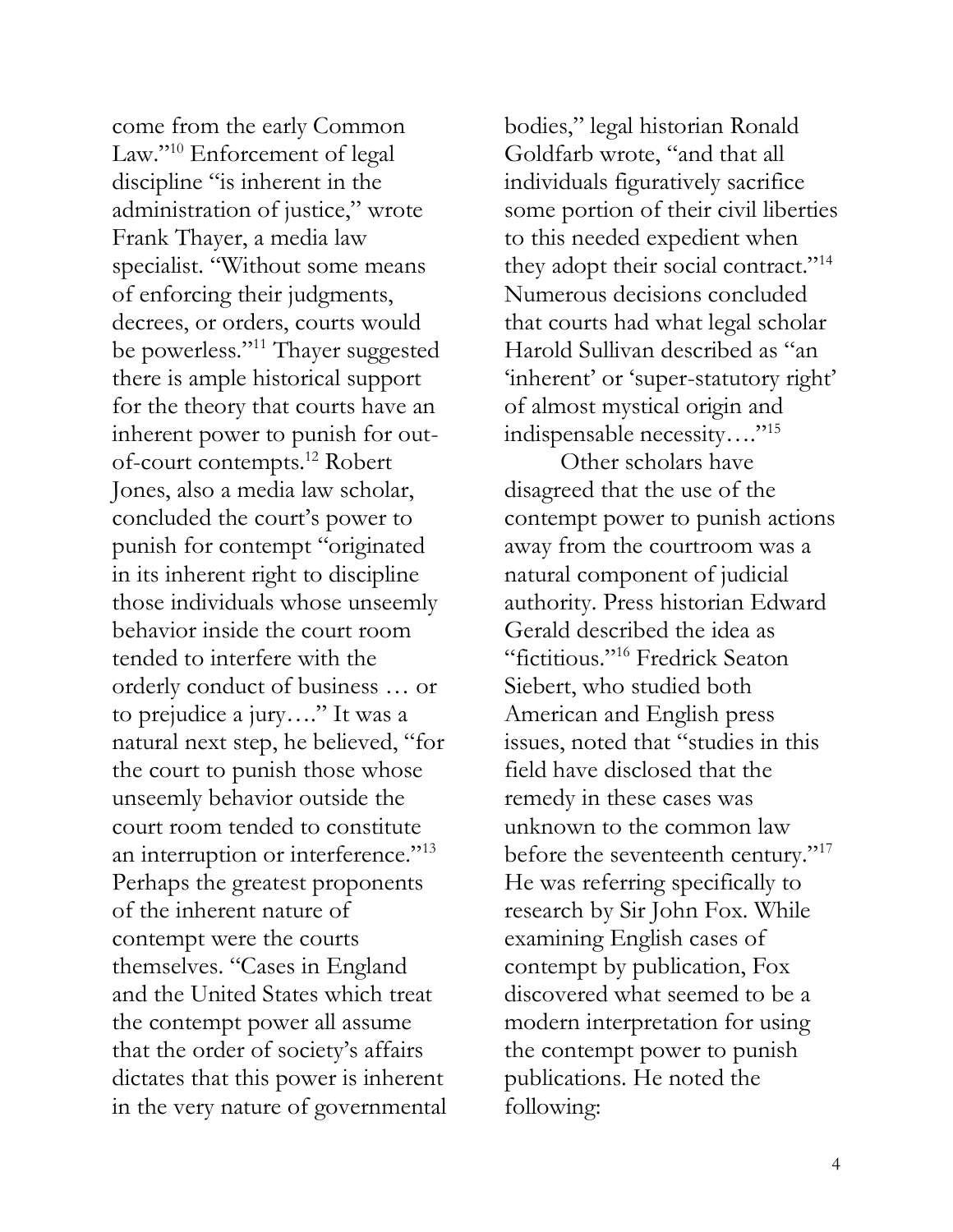come from the early Common Law."[10] Enforcement of legal discipline "is inherent in the administration of justice," wrote Frank Thayer, a media law specialist. "Without some means of enforcing their judgments, decrees, or orders, courts would be powerless."[11] Thayer suggested there is ample historical support for the theory that courts have an inherent power to punish for out-of-court contempts.[12] Robert Jones, also a media law scholar, concluded the court's power to punish for contempt "originated in its inherent right to discipline those individuals whose unseemly behavior inside the court room tended to interfere with the orderly conduct of business … or to prejudice a jury…." It was a natural next step, he believed, "for the court to punish those whose unseemly behavior outside the court room tended to constitute an interruption or interference."[13] Perhaps the greatest proponents of the inherent nature of contempt were the courts themselves. "Cases in England and the United States which treat the contempt power all assume that the order of society's affairs dictates that this power is inherent in the very nature of governmental bodies," legal historian Ronald Goldfarb wrote, "and that all individuals figuratively sacrifice some portion of their civil liberties to this needed expedient when they adopt their social contract."[14] Numerous decisions concluded that courts had what legal scholar Harold Sullivan described as "an 'inherent' or 'super-statutory right' of almost mystical origin and indispensable necessity…."[15]

Other scholars have disagreed that the use of the contempt power to punish actions away from the courtroom was a natural component of judicial authority. Press historian Edward Gerald described the idea as "fictitious."[16] Fredrick Seaton Siebert, who studied both American and English press issues, noted that "studies in this field have disclosed that the remedy in these cases was unknown to the common law before the seventeenth century."[17] He was referring specifically to research by Sir John Fox. While examining English cases of contempt by publication, Fox discovered what seemed to be a modern interpretation for using the contempt power to punish publications. He noted the following: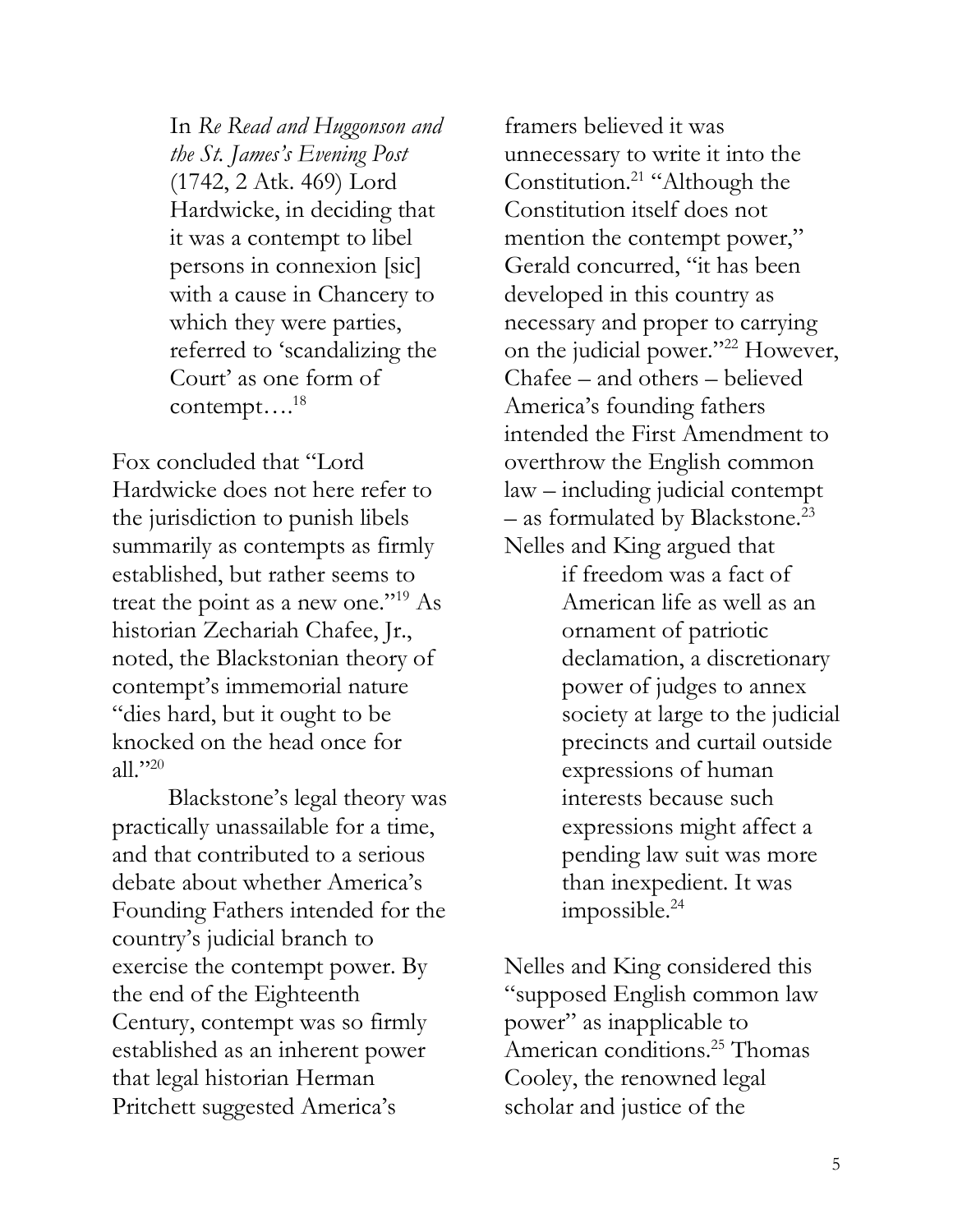> In *Re Read and Huggonson and the St. James's Evening Post* (1742, 2 Atk. 469) Lord Hardwicke, in deciding that it was a contempt to libel persons in connexion [sic] with a cause in Chancery to which they were parties, referred to 'scandalizing the Court' as one form of contempt….[18]

Fox concluded that "Lord Hardwicke does not here refer to the jurisdiction to punish libels summarily as contempts as firmly established, but rather seems to treat the point as a new one."[19] As historian Zechariah Chafee, Jr., noted, the Blackstonian theory of contempt's immemorial nature "dies hard, but it ought to be knocked on the head once for all."[20]

Blackstone's legal theory was practically unassailable for a time, and that contributed to a serious debate about whether America's Founding Fathers intended for the country's judicial branch to exercise the contempt power. By the end of the Eighteenth Century, contempt was so firmly established as an inherent power that legal historian Herman Pritchett suggested America's framers believed it was unnecessary to write it into the Constitution.[21] "Although the Constitution itself does not mention the contempt power," Gerald concurred, "it has been developed in this country as necessary and proper to carrying on the judicial power."[22] However, Chafee – and others – believed America's founding fathers intended the First Amendment to overthrow the English common law – including judicial contempt – as formulated by Blackstone.[23] Nelles and King argued that

> if freedom was a fact of American life as well as an ornament of patriotic declamation, a discretionary power of judges to annex society at large to the judicial precincts and curtail outside expressions of human interests because such expressions might affect a pending law suit was more than inexpedient. It was impossible.[24]

Nelles and King considered this "supposed English common law power" as inapplicable to American conditions.[25] Thomas Cooley, the renowned legal scholar and justice of the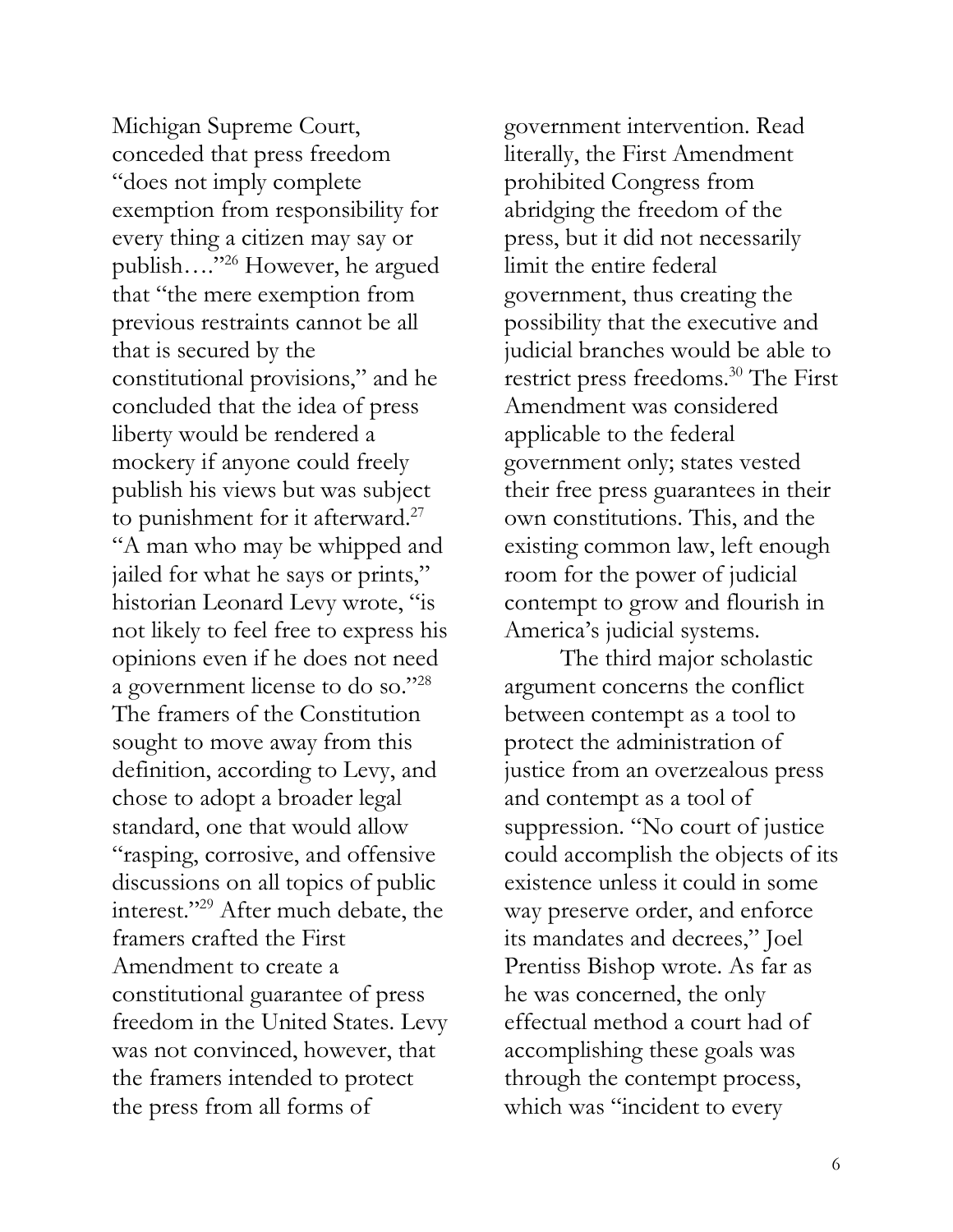Michigan Supreme Court, conceded that press freedom "does not imply complete exemption from responsibility for every thing a citizen may say or publish…."[26] However, he argued that "the mere exemption from previous restraints cannot be all that is secured by the constitutional provisions," and he concluded that the idea of press liberty would be rendered a mockery if anyone could freely publish his views but was subject to punishment for it afterward.[27] "A man who may be whipped and jailed for what he says or prints," historian Leonard Levy wrote, "is not likely to feel free to express his opinions even if he does not need a government license to do so."[28] The framers of the Constitution sought to move away from this definition, according to Levy, and chose to adopt a broader legal standard, one that would allow "rasping, corrosive, and offensive discussions on all topics of public interest."[29] After much debate, the framers crafted the First Amendment to create a constitutional guarantee of press freedom in the United States. Levy was not convinced, however, that the framers intended to protect the press from all forms of government intervention. Read literally, the First Amendment prohibited Congress from abridging the freedom of the press, but it did not necessarily limit the entire federal government, thus creating the possibility that the executive and judicial branches would be able to restrict press freedoms.[30] The First Amendment was considered applicable to the federal government only; states vested their free press guarantees in their own constitutions. This, and the existing common law, left enough room for the power of judicial contempt to grow and flourish in America's judicial systems.

The third major scholastic argument concerns the conflict between contempt as a tool to protect the administration of justice from an overzealous press and contempt as a tool of suppression. "No court of justice could accomplish the objects of its existence unless it could in some way preserve order, and enforce its mandates and decrees," Joel Prentiss Bishop wrote. As far as he was concerned, the only effectual method a court had of accomplishing these goals was through the contempt process, which was "incident to every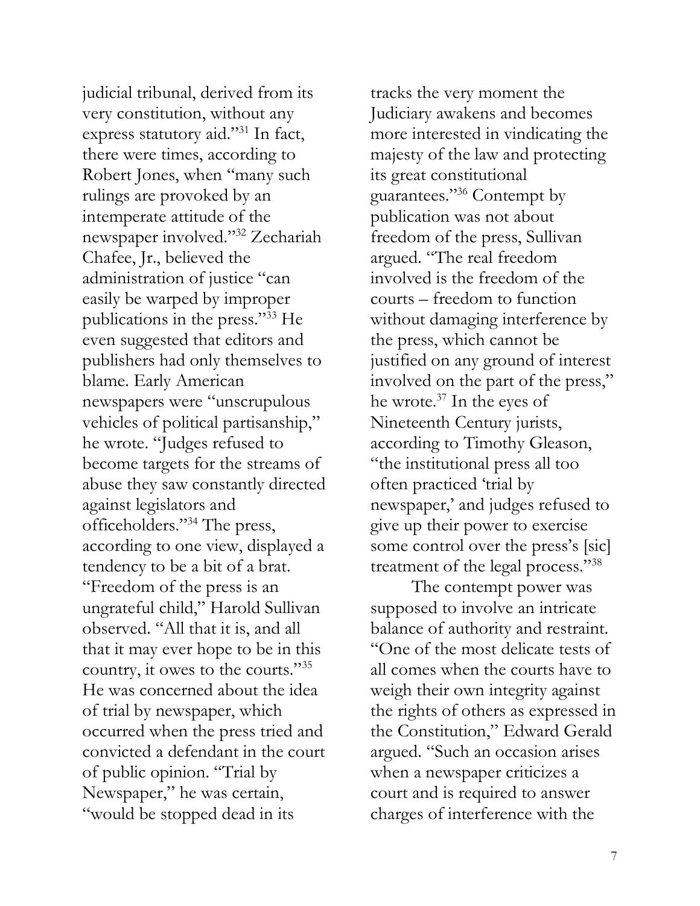judicial tribunal, derived from its very constitution, without any express statutory aid."[31] In fact, there were times, according to Robert Jones, when "many such rulings are provoked by an intemperate attitude of the newspaper involved."[32] Zechariah Chafee, Jr., believed the administration of justice "can easily be warped by improper publications in the press."[33] He even suggested that editors and publishers had only themselves to blame. Early American newspapers were "unscrupulous vehicles of political partisanship," he wrote. "Judges refused to become targets for the streams of abuse they saw constantly directed against legislators and officeholders."[34] The press, according to one view, displayed a tendency to be a bit of a brat. "Freedom of the press is an ungrateful child," Harold Sullivan observed. "All that it is, and all that it may ever hope to be in this country, it owes to the courts."[35] He was concerned about the idea of trial by newspaper, which occurred when the press tried and convicted a defendant in the court of public opinion. "Trial by Newspaper," he was certain, "would be stopped dead in its tracks the very moment the Judiciary awakens and becomes more interested in vindicating the majesty of the law and protecting its great constitutional guarantees."[36] Contempt by publication was not about freedom of the press, Sullivan argued. "The real freedom involved is the freedom of the courts – freedom to function without damaging interference by the press, which cannot be justified on any ground of interest involved on the part of the press," he wrote.[37] In the eyes of Nineteenth Century jurists, according to Timothy Gleason, "the institutional press all too often practiced 'trial by newspaper,' and judges refused to give up their power to exercise some control over the press's [sic] treatment of the legal process."[38]

The contempt power was supposed to involve an intricate balance of authority and restraint. "One of the most delicate tests of all comes when the courts have to weigh their own integrity against the rights of others as expressed in the Constitution," Edward Gerald argued. "Such an occasion arises when a newspaper criticizes a court and is required to answer charges of interference with the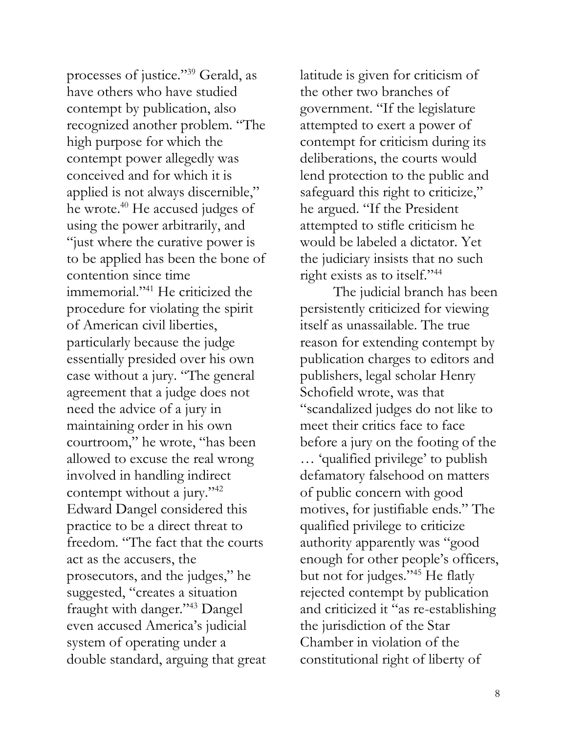processes of justice."[39] Gerald, as have others who have studied contempt by publication, also recognized another problem. "The high purpose for which the contempt power allegedly was conceived and for which it is applied is not always discernible," he wrote.[40] He accused judges of using the power arbitrarily, and "just where the curative power is to be applied has been the bone of contention since time immemorial."[41] He criticized the procedure for violating the spirit of American civil liberties, particularly because the judge essentially presided over his own case without a jury. "The general agreement that a judge does not need the advice of a jury in maintaining order in his own courtroom," he wrote, "has been allowed to excuse the real wrong involved in handling indirect contempt without a jury."[42] Edward Dangel considered this practice to be a direct threat to freedom. "The fact that the courts act as the accusers, the prosecutors, and the judges," he suggested, "creates a situation fraught with danger."[43] Dangel even accused America's judicial system of operating under a double standard, arguing that great latitude is given for criticism of the other two branches of government. "If the legislature attempted to exert a power of contempt for criticism during its deliberations, the courts would lend protection to the public and safeguard this right to criticize," he argued. "If the President attempted to stifle criticism he would be labeled a dictator. Yet the judiciary insists that no such right exists as to itself."[44]

The judicial branch has been persistently criticized for viewing itself as unassailable. The true reason for extending contempt by publication charges to editors and publishers, legal scholar Henry Schofield wrote, was that "scandalized judges do not like to meet their critics face to face before a jury on the footing of the … 'qualified privilege' to publish defamatory falsehood on matters of public concern with good motives, for justifiable ends." The qualified privilege to criticize authority apparently was "good enough for other people's officers, but not for judges."[45] He flatly rejected contempt by publication and criticized it "as re-establishing the jurisdiction of the Star Chamber in violation of the constitutional right of liberty of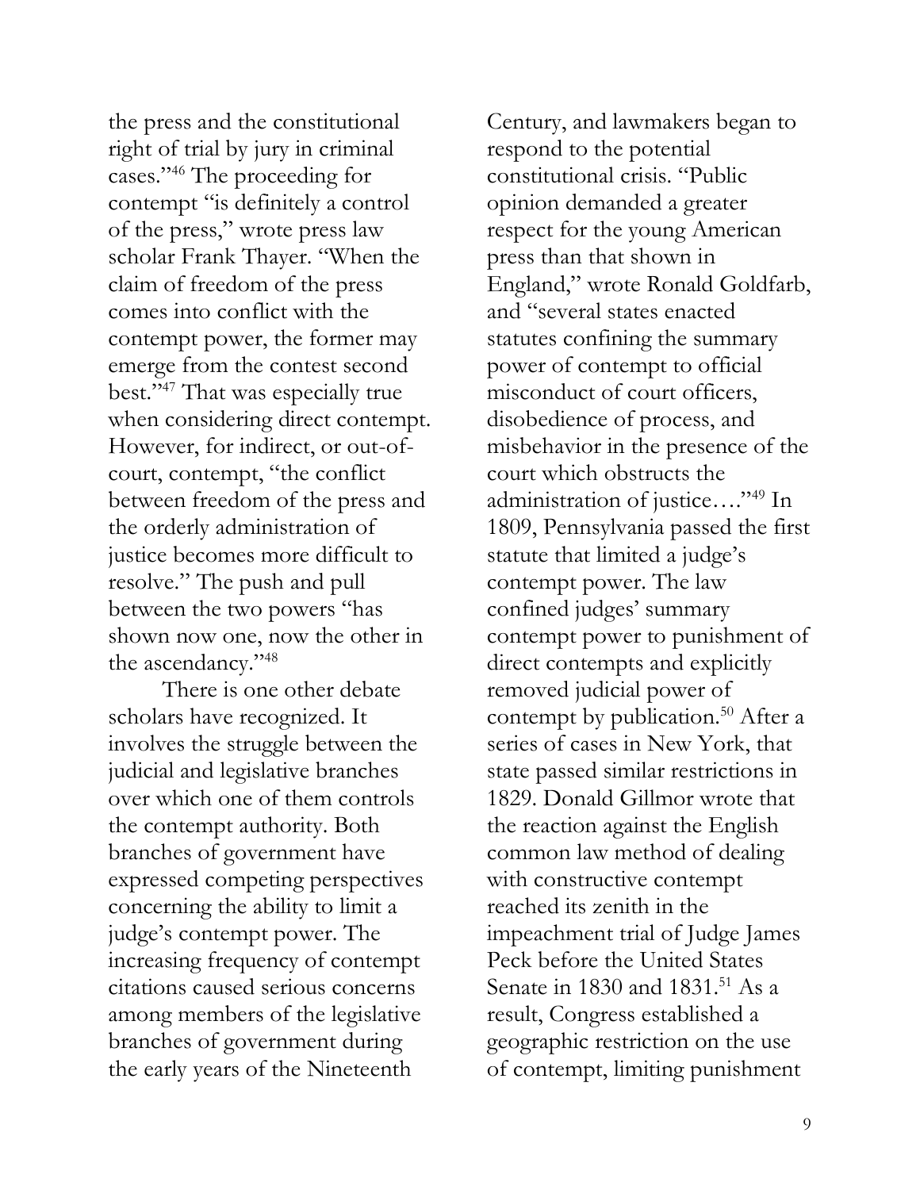the press and the constitutional right of trial by jury in criminal cases."[46] The proceeding for contempt "is definitely a control of the press," wrote press law scholar Frank Thayer. "When the claim of freedom of the press comes into conflict with the contempt power, the former may emerge from the contest second best."[47] That was especially true when considering direct contempt. However, for indirect, or out-of-court, contempt, "the conflict between freedom of the press and the orderly administration of justice becomes more difficult to resolve." The push and pull between the two powers "has shown now one, now the other in the ascendancy."[48]

There is one other debate scholars have recognized. It involves the struggle between the judicial and legislative branches over which one of them controls the contempt authority. Both branches of government have expressed competing perspectives concerning the ability to limit a judge's contempt power. The increasing frequency of contempt citations caused serious concerns among members of the legislative branches of government during the early years of the Nineteenth Century, and lawmakers began to respond to the potential constitutional crisis. "Public opinion demanded a greater respect for the young American press than that shown in England," wrote Ronald Goldfarb, and "several states enacted statutes confining the summary power of contempt to official misconduct of court officers, disobedience of process, and misbehavior in the presence of the court which obstructs the administration of justice…."[49] In 1809, Pennsylvania passed the first statute that limited a judge's contempt power. The law confined judges' summary contempt power to punishment of direct contempts and explicitly removed judicial power of contempt by publication.[50] After a series of cases in New York, that state passed similar restrictions in 1829. Donald Gillmor wrote that the reaction against the English common law method of dealing with constructive contempt reached its zenith in the impeachment trial of Judge James Peck before the United States Senate in 1830 and 1831.[51] As a result, Congress established a geographic restriction on the use of contempt, limiting punishment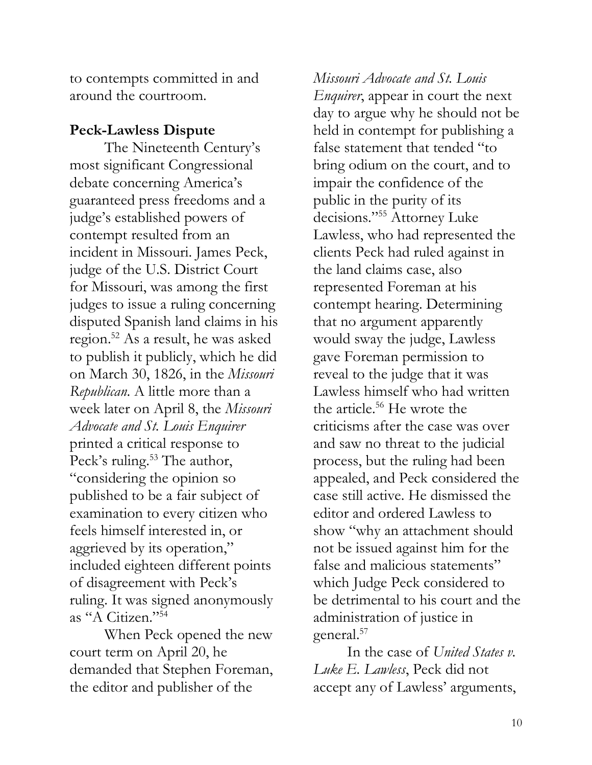to contempts committed in and around the courtroom.

**Peck-Lawless Dispute**

The Nineteenth Century's most significant Congressional debate concerning America's guaranteed press freedoms and a judge's established powers of contempt resulted from an incident in Missouri. James Peck, judge of the U.S. District Court for Missouri, was among the first judges to issue a ruling concerning disputed Spanish land claims in his region.[52] As a result, he was asked to publish it publicly, which he did on March 30, 1826, in the *Missouri Republican.* A little more than a week later on April 8, the *Missouri Advocate and St. Louis Enquirer* printed a critical response to Peck's ruling.[53] The author, "considering the opinion so published to be a fair subject of examination to every citizen who feels himself interested in, or aggrieved by its operation," included eighteen different points of disagreement with Peck's ruling. It was signed anonymously as "A Citizen."[54]

When Peck opened the new court term on April 20, he demanded that Stephen Foreman, the editor and publisher of the *Missouri Advocate and St. Louis Enquirer*, appear in court the next day to argue why he should not be held in contempt for publishing a false statement that tended "to bring odium on the court, and to impair the confidence of the public in the purity of its decisions."[55] Attorney Luke Lawless, who had represented the clients Peck had ruled against in the land claims case, also represented Foreman at his contempt hearing. Determining that no argument apparently would sway the judge, Lawless gave Foreman permission to reveal to the judge that it was Lawless himself who had written the article.[56] He wrote the criticisms after the case was over and saw no threat to the judicial process, but the ruling had been appealed, and Peck considered the case still active. He dismissed the editor and ordered Lawless to show "why an attachment should not be issued against him for the false and malicious statements" which Judge Peck considered to be detrimental to his court and the administration of justice in general.[57]

In the case of *United States v. Luke E. Lawless*, Peck did not accept any of Lawless' arguments,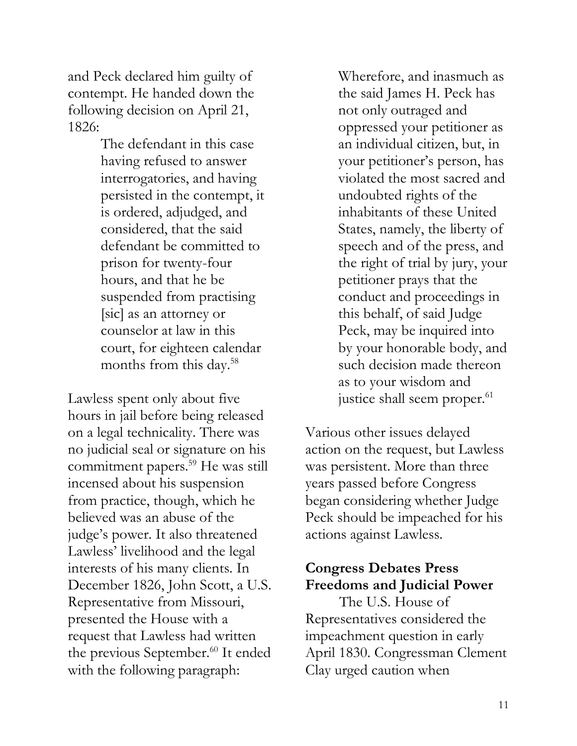and Peck declared him guilty of contempt. He handed down the following decision on April 21, 1826:

> The defendant in this case having refused to answer interrogatories, and having persisted in the contempt, it is ordered, adjudged, and considered, that the said defendant be committed to prison for twenty-four hours, and that he be suspended from practising [sic] as an attorney or counselor at law in this court, for eighteen calendar months from this day.[58]

Lawless spent only about five hours in jail before being released on a legal technicality. There was no judicial seal or signature on his commitment papers.[59] He was still incensed about his suspension from practice, though, which he believed was an abuse of the judge's power. It also threatened Lawless' livelihood and the legal interests of his many clients. In December 1826, John Scott, a U.S. Representative from Missouri, presented the House with a request that Lawless had written the previous September.[60] It ended with the following paragraph:

> Wherefore, and inasmuch as the said James H. Peck has not only outraged and oppressed your petitioner as an individual citizen, but, in your petitioner's person, has violated the most sacred and undoubted rights of the inhabitants of these United States, namely, the liberty of speech and of the press, and the right of trial by jury, your petitioner prays that the conduct and proceedings in this behalf, of said Judge Peck, may be inquired into by your honorable body, and such decision made thereon as to your wisdom and justice shall seem proper.[61]

Various other issues delayed action on the request, but Lawless was persistent. More than three years passed before Congress began considering whether Judge Peck should be impeached for his actions against Lawless.

## Congress Debates Press Freedoms and Judicial Power

The U.S. House of Representatives considered the impeachment question in early April 1830. Congressman Clement Clay urged caution when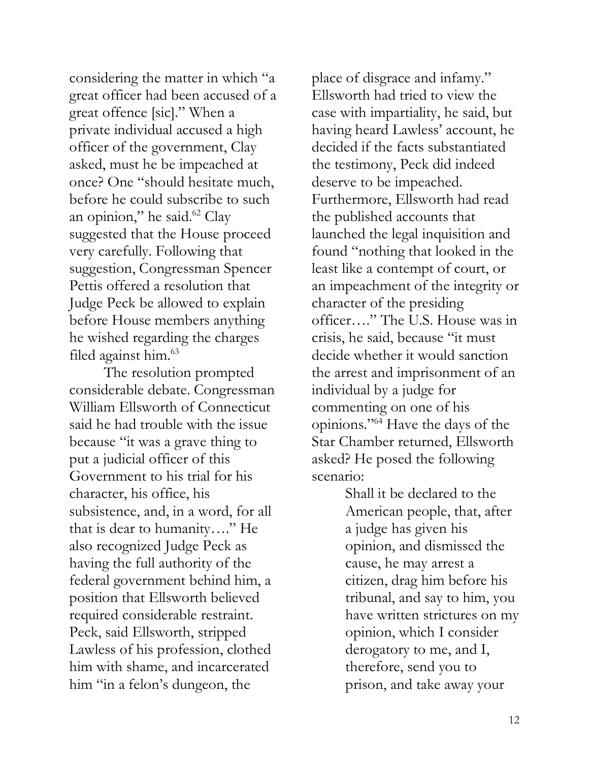considering the matter in which "a great officer had been accused of a great offence [sic]." When a private individual accused a high officer of the government, Clay asked, must he be impeached at once? One "should hesitate much, before he could subscribe to such an opinion," he said.[62] Clay suggested that the House proceed very carefully. Following that suggestion, Congressman Spencer Pettis offered a resolution that Judge Peck be allowed to explain before House members anything he wished regarding the charges filed against him.[63]

The resolution prompted considerable debate. Congressman William Ellsworth of Connecticut said he had trouble with the issue because "it was a grave thing to put a judicial officer of this Government to his trial for his character, his office, his subsistence, and, in a word, for all that is dear to humanity…." He also recognized Judge Peck as having the full authority of the federal government behind him, a position that Ellsworth believed required considerable restraint. Peck, said Ellsworth, stripped Lawless of his profession, clothed him with shame, and incarcerated him "in a felon's dungeon, the place of disgrace and infamy." Ellsworth had tried to view the case with impartiality, he said, but having heard Lawless' account, he decided if the facts substantiated the testimony, Peck did indeed deserve to be impeached. Furthermore, Ellsworth had read the published accounts that launched the legal inquisition and found "nothing that looked in the least like a contempt of court, or an impeachment of the integrity or character of the presiding officer…." The U.S. House was in crisis, he said, because "it must decide whether it would sanction the arrest and imprisonment of an individual by a judge for commenting on one of his opinions."[64] Have the days of the Star Chamber returned, Ellsworth asked? He posed the following scenario:

> Shall it be declared to the American people, that, after a judge has given his opinion, and dismissed the cause, he may arrest a citizen, drag him before his tribunal, and say to him, you have written strictures on my opinion, which I consider derogatory to me, and I, therefore, send you to prison, and take away your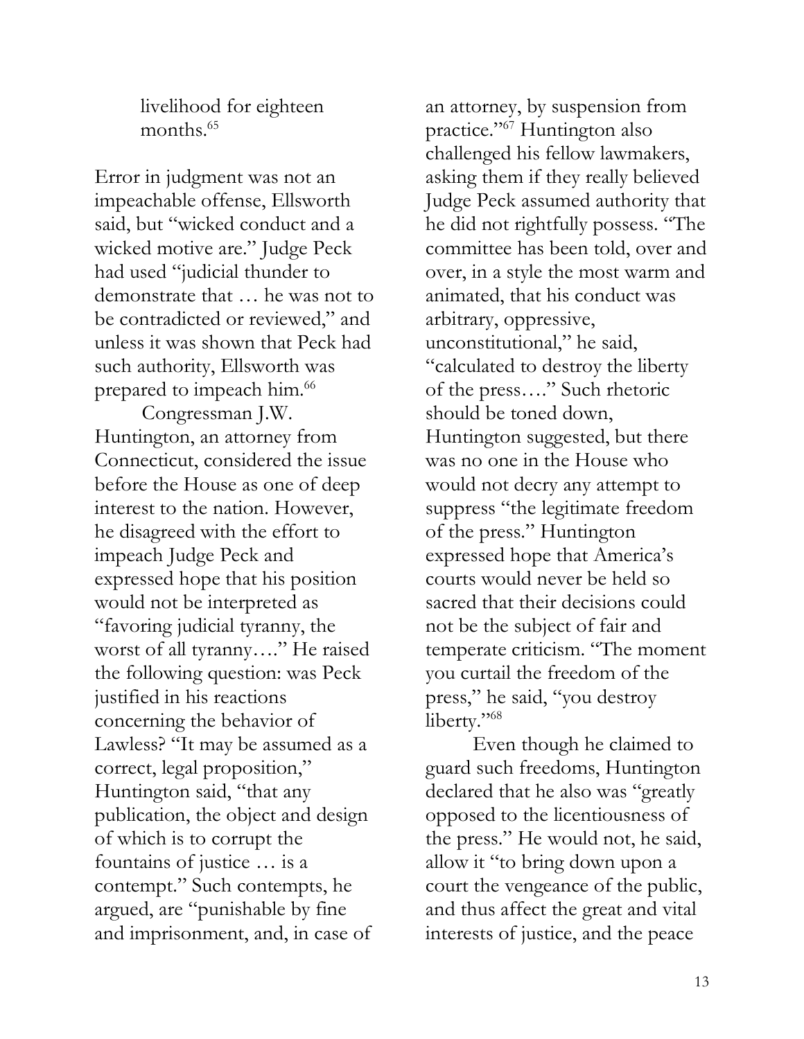> livelihood for eighteen months.[65]

Error in judgment was not an impeachable offense, Ellsworth said, but "wicked conduct and a wicked motive are." Judge Peck had used "judicial thunder to demonstrate that … he was not to be contradicted or reviewed," and unless it was shown that Peck had such authority, Ellsworth was prepared to impeach him.[66]

Congressman J.W. Huntington, an attorney from Connecticut, considered the issue before the House as one of deep interest to the nation. However, he disagreed with the effort to impeach Judge Peck and expressed hope that his position would not be interpreted as "favoring judicial tyranny, the worst of all tyranny…." He raised the following question: was Peck justified in his reactions concerning the behavior of Lawless? "It may be assumed as a correct, legal proposition," Huntington said, "that any publication, the object and design of which is to corrupt the fountains of justice … is a contempt." Such contempts, he argued, are "punishable by fine and imprisonment, and, in case of an attorney, by suspension from practice."[67] Huntington also challenged his fellow lawmakers, asking them if they really believed Judge Peck assumed authority that he did not rightfully possess. "The committee has been told, over and over, in a style the most warm and animated, that his conduct was arbitrary, oppressive, unconstitutional," he said, "calculated to destroy the liberty of the press…." Such rhetoric should be toned down, Huntington suggested, but there was no one in the House who would not decry any attempt to suppress "the legitimate freedom of the press." Huntington expressed hope that America's courts would never be held so sacred that their decisions could not be the subject of fair and temperate criticism. "The moment you curtail the freedom of the press," he said, "you destroy liberty."[68]

Even though he claimed to guard such freedoms, Huntington declared that he also was "greatly opposed to the licentiousness of the press." He would not, he said, allow it "to bring down upon a court the vengeance of the public, and thus affect the great and vital interests of justice, and the peace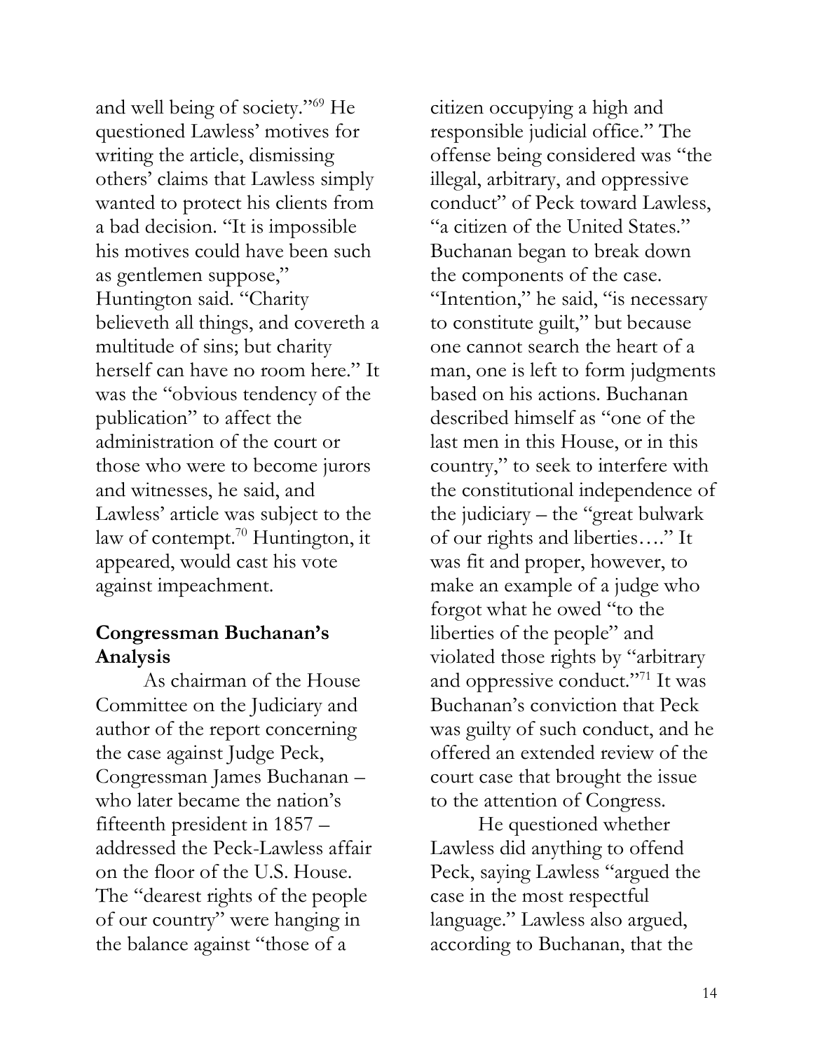and well being of society."[69] He questioned Lawless' motives for writing the article, dismissing others' claims that Lawless simply wanted to protect his clients from a bad decision. "It is impossible his motives could have been such as gentlemen suppose," Huntington said. "Charity believeth all things, and covereth a multitude of sins; but charity herself can have no room here." It was the "obvious tendency of the publication" to affect the administration of the court or those who were to become jurors and witnesses, he said, and Lawless' article was subject to the law of contempt.[70] Huntington, it appeared, would cast his vote against impeachment.

### Congressman Buchanan's Analysis

As chairman of the House Committee on the Judiciary and author of the report concerning the case against Judge Peck, Congressman James Buchanan – who later became the nation's fifteenth president in 1857 – addressed the Peck-Lawless affair on the floor of the U.S. House. The "dearest rights of the people of our country" were hanging in the balance against "those of a citizen occupying a high and responsible judicial office." The offense being considered was "the illegal, arbitrary, and oppressive conduct" of Peck toward Lawless, "a citizen of the United States." Buchanan began to break down the components of the case. "Intention," he said, "is necessary to constitute guilt," but because one cannot search the heart of a man, one is left to form judgments based on his actions. Buchanan described himself as "one of the last men in this House, or in this country," to seek to interfere with the constitutional independence of the judiciary – the "great bulwark of our rights and liberties…." It was fit and proper, however, to make an example of a judge who forgot what he owed "to the liberties of the people" and violated those rights by "arbitrary and oppressive conduct."[71] It was Buchanan's conviction that Peck was guilty of such conduct, and he offered an extended review of the court case that brought the issue to the attention of Congress.

He questioned whether Lawless did anything to offend Peck, saying Lawless "argued the case in the most respectful language." Lawless also argued, according to Buchanan, that the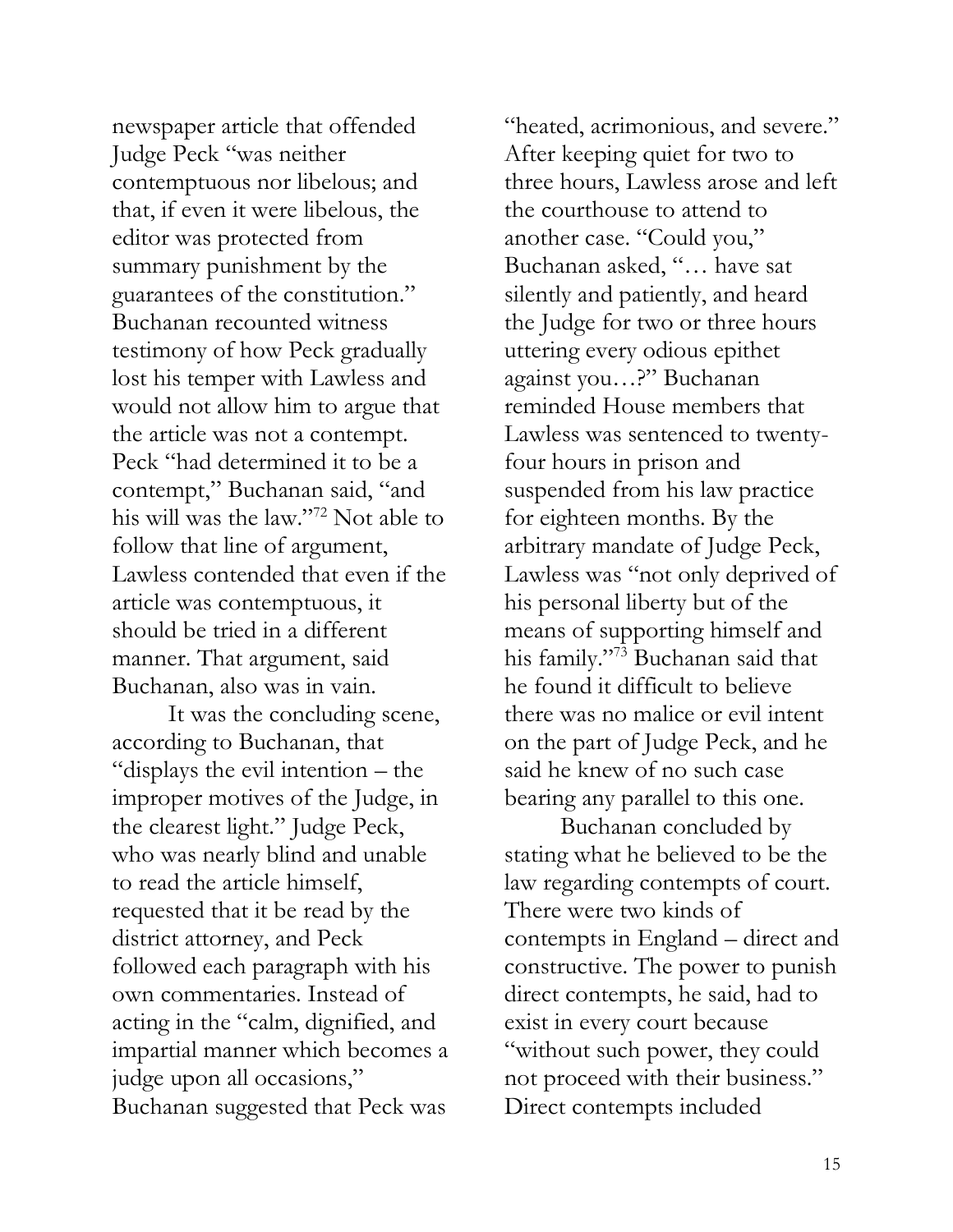newspaper article that offended Judge Peck "was neither contemptuous nor libelous; and that, if even it were libelous, the editor was protected from summary punishment by the guarantees of the constitution." Buchanan recounted witness testimony of how Peck gradually lost his temper with Lawless and would not allow him to argue that the article was not a contempt. Peck "had determined it to be a contempt," Buchanan said, "and his will was the law."[72] Not able to follow that line of argument, Lawless contended that even if the article was contemptuous, it should be tried in a different manner. That argument, said Buchanan, also was in vain.

It was the concluding scene, according to Buchanan, that "displays the evil intention – the improper motives of the Judge, in the clearest light." Judge Peck, who was nearly blind and unable to read the article himself, requested that it be read by the district attorney, and Peck followed each paragraph with his own commentaries. Instead of acting in the "calm, dignified, and impartial manner which becomes a judge upon all occasions," Buchanan suggested that Peck was "heated, acrimonious, and severe." After keeping quiet for two to three hours, Lawless arose and left the courthouse to attend to another case. "Could you," Buchanan asked, "… have sat silently and patiently, and heard the Judge for two or three hours uttering every odious epithet against you…?" Buchanan reminded House members that Lawless was sentenced to twenty-four hours in prison and suspended from his law practice for eighteen months. By the arbitrary mandate of Judge Peck, Lawless was "not only deprived of his personal liberty but of the means of supporting himself and his family."[73] Buchanan said that he found it difficult to believe there was no malice or evil intent on the part of Judge Peck, and he said he knew of no such case bearing any parallel to this one.

Buchanan concluded by stating what he believed to be the law regarding contempts of court. There were two kinds of contempts in England – direct and constructive. The power to punish direct contempts, he said, had to exist in every court because "without such power, they could not proceed with their business." Direct contempts included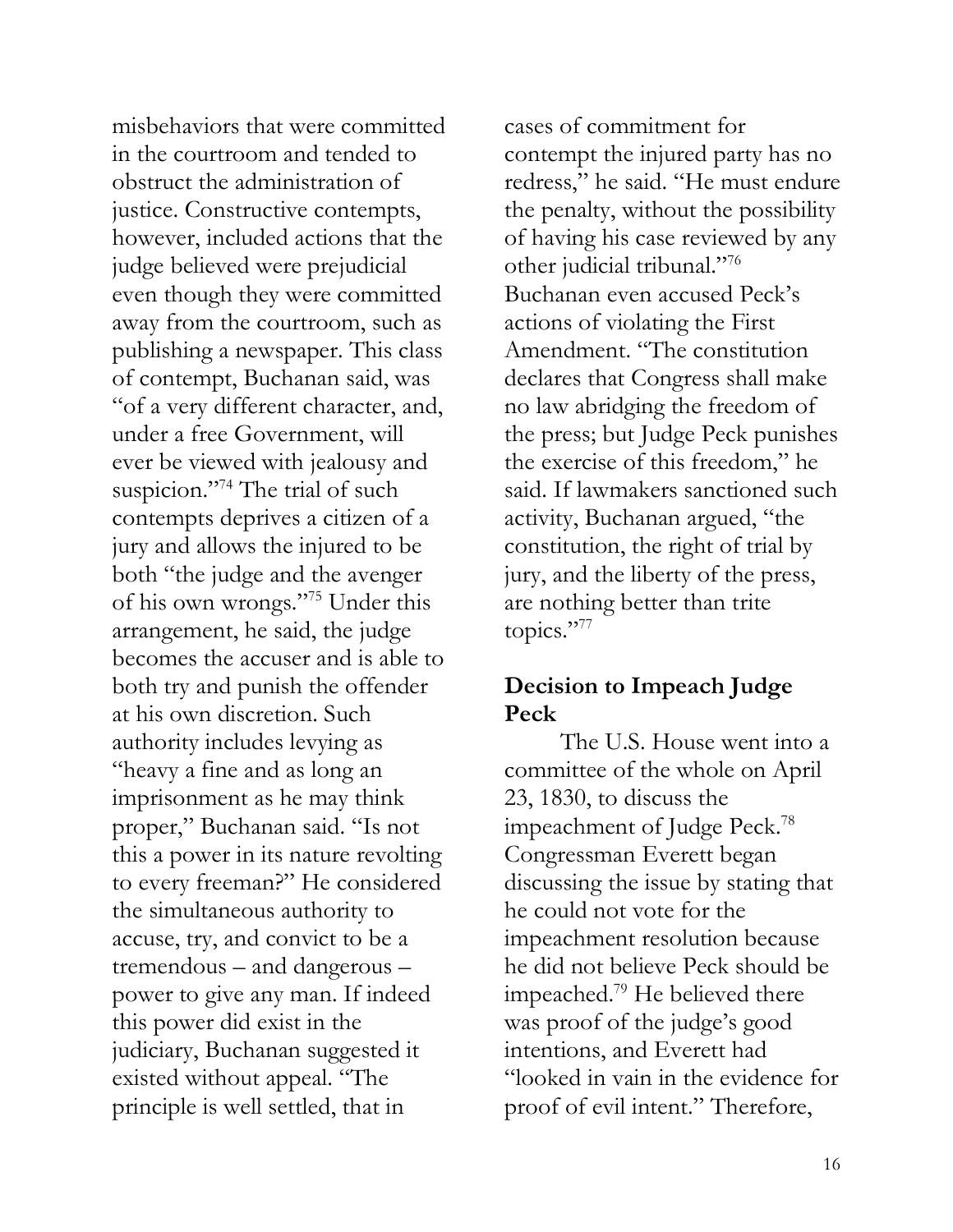misbehaviors that were committed in the courtroom and tended to obstruct the administration of justice. Constructive contempts, however, included actions that the judge believed were prejudicial even though they were committed away from the courtroom, such as publishing a newspaper. This class of contempt, Buchanan said, was "of a very different character, and, under a free Government, will ever be viewed with jealousy and suspicion."[74] The trial of such contempts deprives a citizen of a jury and allows the injured to be both "the judge and the avenger of his own wrongs."[75] Under this arrangement, he said, the judge becomes the accuser and is able to both try and punish the offender at his own discretion. Such authority includes levying as "heavy a fine and as long an imprisonment as he may think proper," Buchanan said. "Is not this a power in its nature revolting to every freeman?" He considered the simultaneous authority to accuse, try, and convict to be a tremendous – and dangerous – power to give any man. If indeed this power did exist in the judiciary, Buchanan suggested it existed without appeal. "The principle is well settled, that in cases of commitment for contempt the injured party has no redress," he said. "He must endure the penalty, without the possibility of having his case reviewed by any other judicial tribunal."[76] Buchanan even accused Peck's actions of violating the First Amendment. "The constitution declares that Congress shall make no law abridging the freedom of the press; but Judge Peck punishes the exercise of this freedom," he said. If lawmakers sanctioned such activity, Buchanan argued, "the constitution, the right of trial by jury, and the liberty of the press, are nothing better than trite topics."[77]

## Decision to Impeach Judge Peck

The U.S. House went into a committee of the whole on April 23, 1830, to discuss the impeachment of Judge Peck.[78] Congressman Everett began discussing the issue by stating that he could not vote for the impeachment resolution because he did not believe Peck should be impeached.[79] He believed there was proof of the judge's good intentions, and Everett had "looked in vain in the evidence for proof of evil intent." Therefore,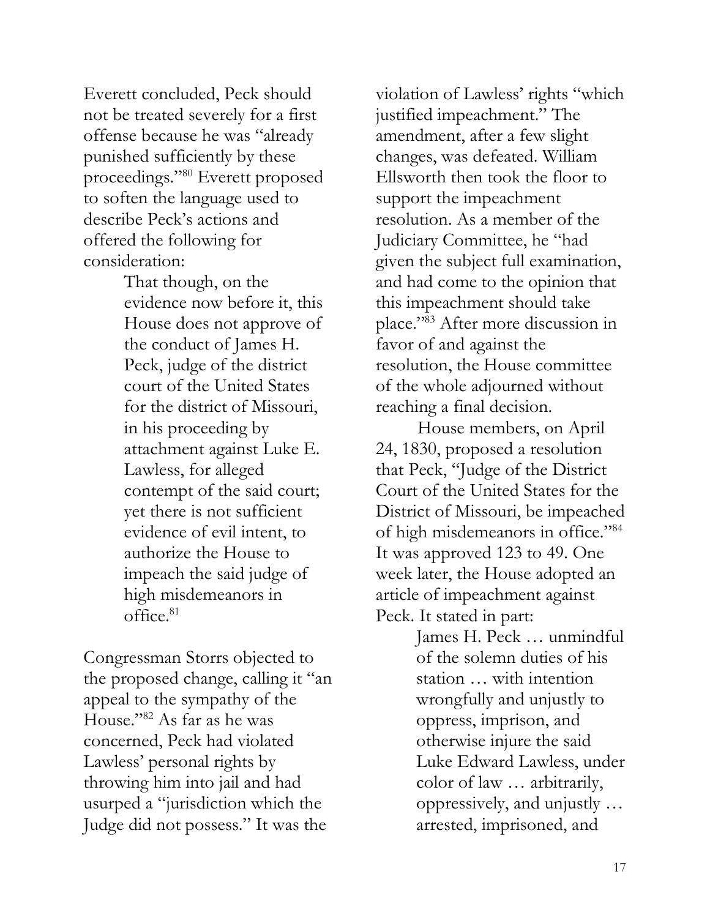Everett concluded, Peck should not be treated severely for a first offense because he was "already punished sufficiently by these proceedings."[80] Everett proposed to soften the language used to describe Peck's actions and offered the following for consideration:

> That though, on the evidence now before it, this House does not approve of the conduct of James H. Peck, judge of the district court of the United States for the district of Missouri, in his proceeding by attachment against Luke E. Lawless, for alleged contempt of the said court; yet there is not sufficient evidence of evil intent, to authorize the House to impeach the said judge of high misdemeanors in office.[81]

Congressman Storrs objected to the proposed change, calling it "an appeal to the sympathy of the House."[82] As far as he was concerned, Peck had violated Lawless' personal rights by throwing him into jail and had usurped a "jurisdiction which the Judge did not possess." It was the violation of Lawless' rights "which justified impeachment." The amendment, after a few slight changes, was defeated. William Ellsworth then took the floor to support the impeachment resolution. As a member of the Judiciary Committee, he "had given the subject full examination, and had come to the opinion that this impeachment should take place."[83] After more discussion in favor of and against the resolution, the House committee of the whole adjourned without reaching a final decision.

House members, on April 24, 1830, proposed a resolution that Peck, "Judge of the District Court of the United States for the District of Missouri, be impeached of high misdemeanors in office."[84] It was approved 123 to 49. One week later, the House adopted an article of impeachment against Peck. It stated in part:

> James H. Peck … unmindful of the solemn duties of his station … with intention wrongfully and unjustly to oppress, imprison, and otherwise injure the said Luke Edward Lawless, under color of law … arbitrarily, oppressively, and unjustly … arrested, imprisoned, and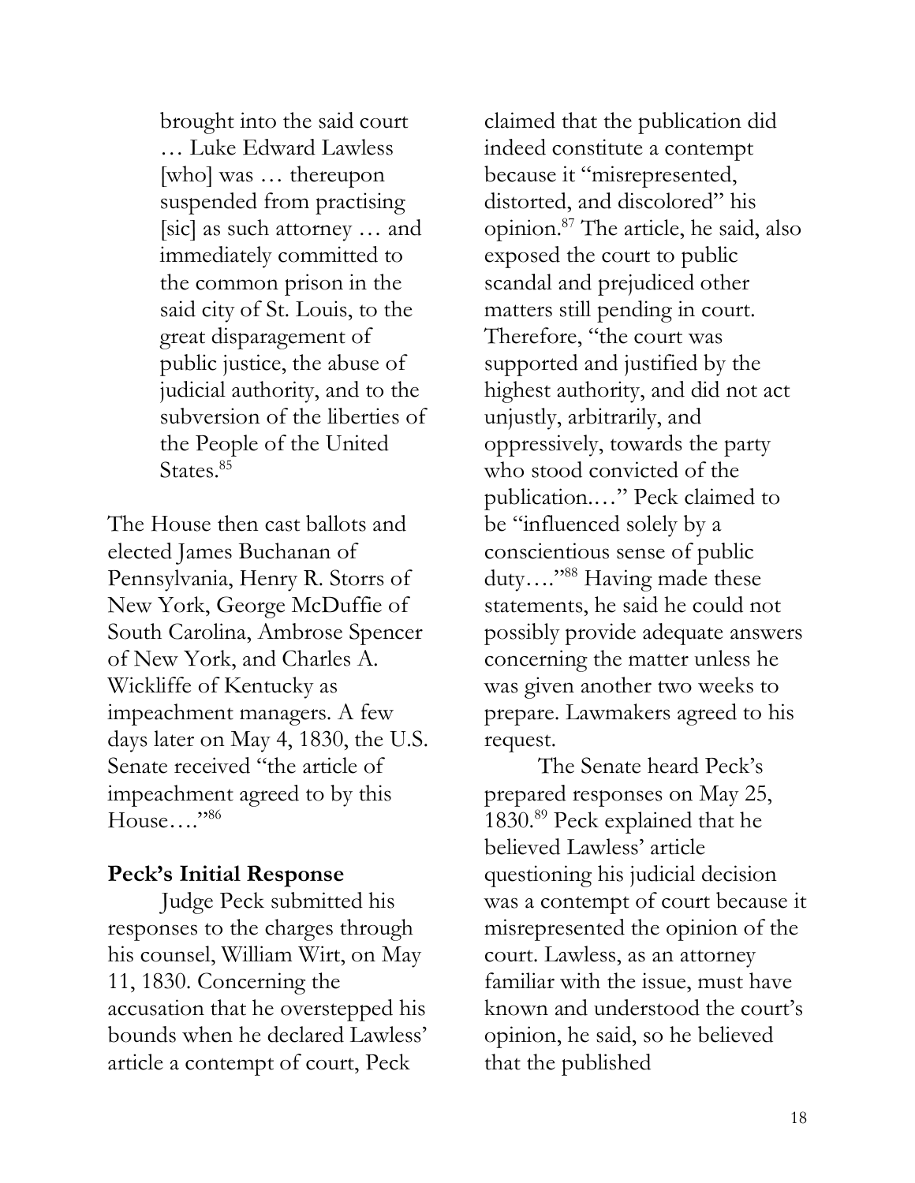> brought into the said court … Luke Edward Lawless [who] was … thereupon suspended from practising [sic] as such attorney … and immediately committed to the common prison in the said city of St. Louis, to the great disparagement of public justice, the abuse of judicial authority, and to the subversion of the liberties of the People of the United States.[85]

The House then cast ballots and elected James Buchanan of Pennsylvania, Henry R. Storrs of New York, George McDuffie of South Carolina, Ambrose Spencer of New York, and Charles A. Wickliffe of Kentucky as impeachment managers. A few days later on May 4, 1830, the U.S. Senate received "the article of impeachment agreed to by this House…."[86]

### Peck's Initial Response

Judge Peck submitted his responses to the charges through his counsel, William Wirt, on May 11, 1830. Concerning the accusation that he overstepped his bounds when he declared Lawless' article a contempt of court, Peck claimed that the publication did indeed constitute a contempt because it "misrepresented, distorted, and discolored" his opinion.[87] The article, he said, also exposed the court to public scandal and prejudiced other matters still pending in court. Therefore, "the court was supported and justified by the highest authority, and did not act unjustly, arbitrarily, and oppressively, towards the party who stood convicted of the publication.…" Peck claimed to be "influenced solely by a conscientious sense of public duty…."[88] Having made these statements, he said he could not possibly provide adequate answers concerning the matter unless he was given another two weeks to prepare. Lawmakers agreed to his request.

The Senate heard Peck's prepared responses on May 25, 1830.[89] Peck explained that he believed Lawless' article questioning his judicial decision was a contempt of court because it misrepresented the opinion of the court. Lawless, as an attorney familiar with the issue, must have known and understood the court's opinion, he said, so he believed that the published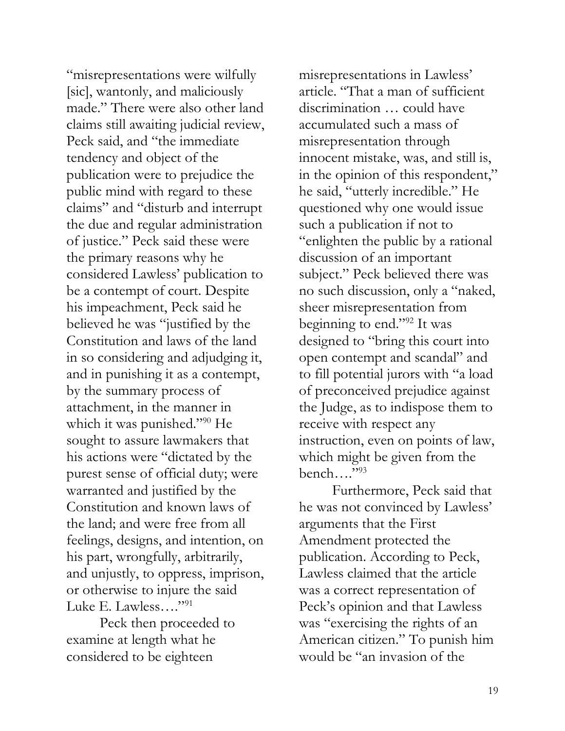"misrepresentations were wilfully [sic], wantonly, and maliciously made." There were also other land claims still awaiting judicial review, Peck said, and "the immediate tendency and object of the publication were to prejudice the public mind with regard to these claims" and "disturb and interrupt the due and regular administration of justice." Peck said these were the primary reasons why he considered Lawless' publication to be a contempt of court. Despite his impeachment, Peck said he believed he was "justified by the Constitution and laws of the land in so considering and adjudging it, and in punishing it as a contempt, by the summary process of attachment, in the manner in which it was punished."[90] He sought to assure lawmakers that his actions were "dictated by the purest sense of official duty; were warranted and justified by the Constitution and known laws of the land; and were free from all feelings, designs, and intention, on his part, wrongfully, arbitrarily, and unjustly, to oppress, imprison, or otherwise to injure the said Luke E. Lawless…."[91]

Peck then proceeded to examine at length what he considered to be eighteen misrepresentations in Lawless' article. "That a man of sufficient discrimination … could have accumulated such a mass of misrepresentation through innocent mistake, was, and still is, in the opinion of this respondent," he said, "utterly incredible." He questioned why one would issue such a publication if not to "enlighten the public by a rational discussion of an important subject." Peck believed there was no such discussion, only a "naked, sheer misrepresentation from beginning to end."[92] It was designed to "bring this court into open contempt and scandal" and to fill potential jurors with "a load of preconceived prejudice against the Judge, as to indispose them to receive with respect any instruction, even on points of law, which might be given from the bench…."[93]

Furthermore, Peck said that he was not convinced by Lawless' arguments that the First Amendment protected the publication. According to Peck, Lawless claimed that the article was a correct representation of Peck's opinion and that Lawless was "exercising the rights of an American citizen." To punish him would be "an invasion of the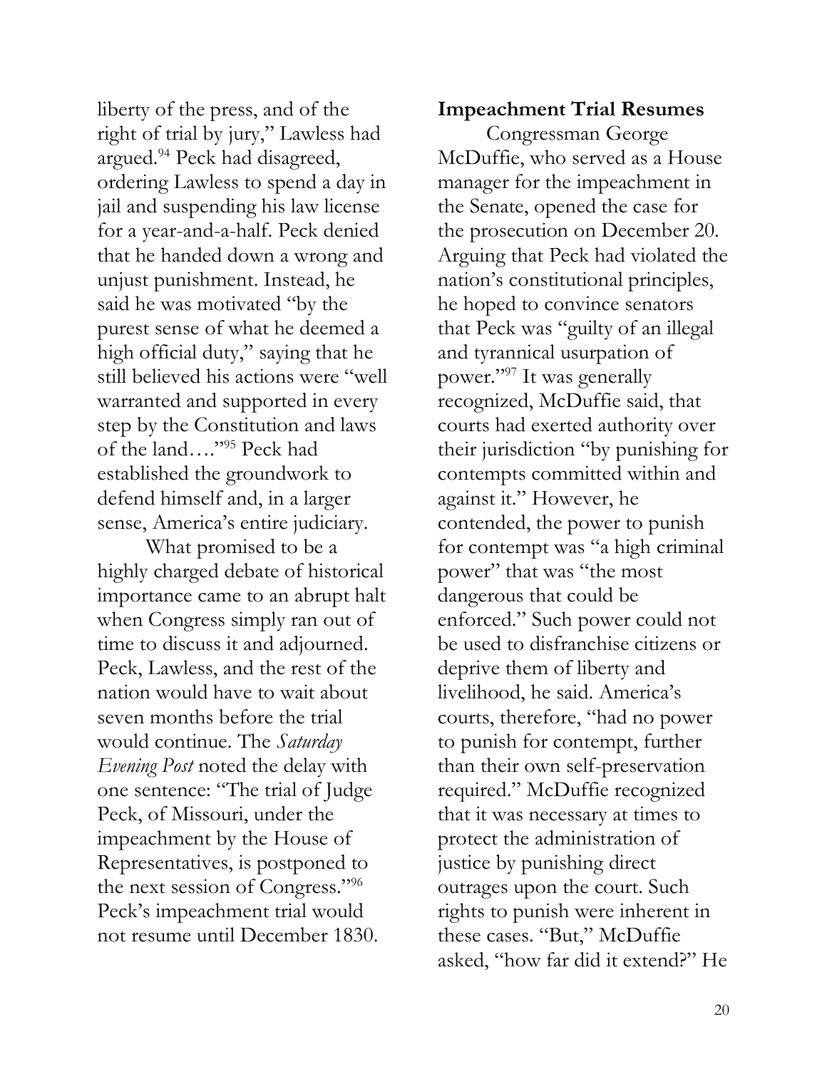liberty of the press, and of the right of trial by jury," Lawless had argued.[94] Peck had disagreed, ordering Lawless to spend a day in jail and suspending his law license for a year-and-a-half. Peck denied that he handed down a wrong and unjust punishment. Instead, he said he was motivated "by the purest sense of what he deemed a high official duty," saying that he still believed his actions were "well warranted and supported in every step by the Constitution and laws of the land…."[95] Peck had established the groundwork to defend himself and, in a larger sense, America's entire judiciary.

What promised to be a highly charged debate of historical importance came to an abrupt halt when Congress simply ran out of time to discuss it and adjourned. Peck, Lawless, and the rest of the nation would have to wait about seven months before the trial would continue. The *Saturday Evening Post* noted the delay with one sentence: "The trial of Judge Peck, of Missouri, under the impeachment by the House of Representatives, is postponed to the next session of Congress."[96] Peck's impeachment trial would not resume until December 1830.

**Impeachment Trial Resumes**

Congressman George McDuffie, who served as a House manager for the impeachment in the Senate, opened the case for the prosecution on December 20. Arguing that Peck had violated the nation's constitutional principles, he hoped to convince senators that Peck was "guilty of an illegal and tyrannical usurpation of power."[97] It was generally recognized, McDuffie said, that courts had exerted authority over their jurisdiction "by punishing for contempts committed within and against it." However, he contended, the power to punish for contempt was "a high criminal power" that was "the most dangerous that could be enforced." Such power could not be used to disfranchise citizens or deprive them of liberty and livelihood, he said. America's courts, therefore, "had no power to punish for contempt, further than their own self-preservation required." McDuffie recognized that it was necessary at times to protect the administration of justice by punishing direct outrages upon the court. Such rights to punish were inherent in these cases. "But," McDuffie asked, "how far did it extend?" He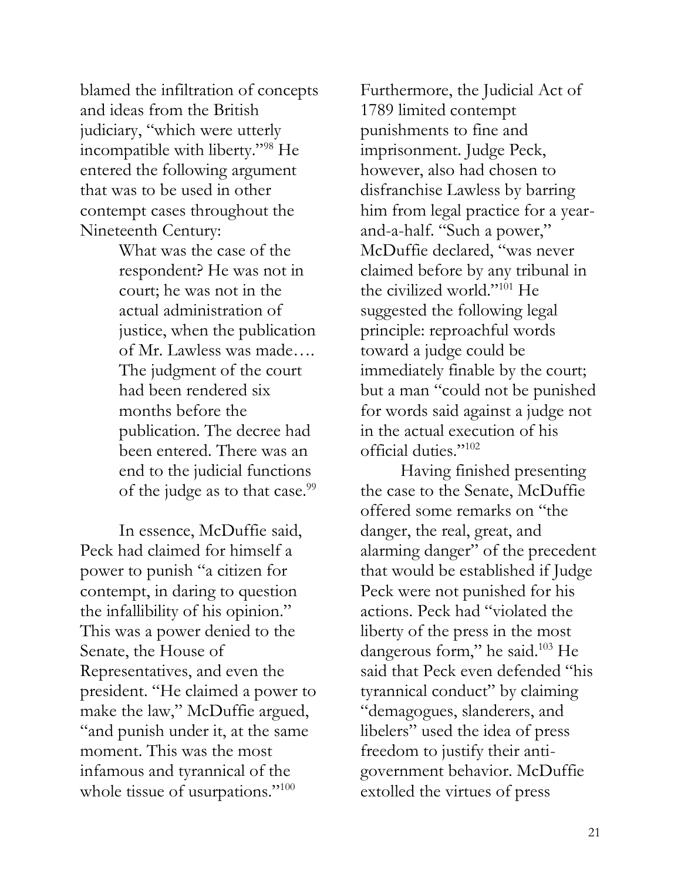blamed the infiltration of concepts and ideas from the British judiciary, "which were utterly incompatible with liberty."[98] He entered the following argument that was to be used in other contempt cases throughout the Nineteenth Century:

> What was the case of the respondent? He was not in court; he was not in the actual administration of justice, when the publication of Mr. Lawless was made…. The judgment of the court had been rendered six months before the publication. The decree had been entered. There was an end to the judicial functions of the judge as to that case.[99]

In essence, McDuffie said, Peck had claimed for himself a power to punish "a citizen for contempt, in daring to question the infallibility of his opinion." This was a power denied to the Senate, the House of Representatives, and even the president. "He claimed a power to make the law," McDuffie argued, "and punish under it, at the same moment. This was the most infamous and tyrannical of the whole tissue of usurpations."[100]

Furthermore, the Judicial Act of 1789 limited contempt punishments to fine and imprisonment. Judge Peck, however, also had chosen to disfranchise Lawless by barring him from legal practice for a year-and-a-half. "Such a power," McDuffie declared, "was never claimed before by any tribunal in the civilized world."[101] He suggested the following legal principle: reproachful words toward a judge could be immediately finable by the court; but a man "could not be punished for words said against a judge not in the actual execution of his official duties."[102]

Having finished presenting the case to the Senate, McDuffie offered some remarks on "the danger, the real, great, and alarming danger" of the precedent that would be established if Judge Peck were not punished for his actions. Peck had "violated the liberty of the press in the most dangerous form," he said.[103] He said that Peck even defended "his tyrannical conduct" by claiming "demagogues, slanderers, and libelers" used the idea of press freedom to justify their anti-government behavior. McDuffie extolled the virtues of press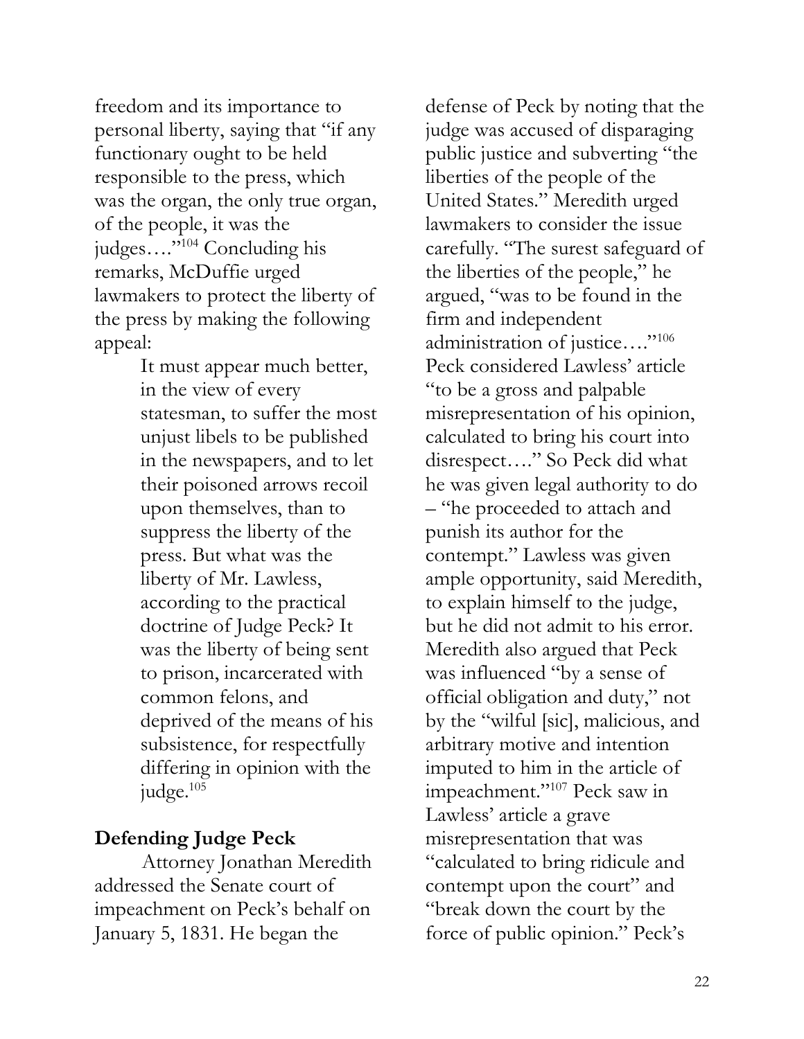freedom and its importance to personal liberty, saying that "if any functionary ought to be held responsible to the press, which was the organ, the only true organ, of the people, it was the judges…."[104] Concluding his remarks, McDuffie urged lawmakers to protect the liberty of the press by making the following appeal:

> It must appear much better, in the view of every statesman, to suffer the most unjust libels to be published in the newspapers, and to let their poisoned arrows recoil upon themselves, than to suppress the liberty of the press. But what was the liberty of Mr. Lawless, according to the practical doctrine of Judge Peck? It was the liberty of being sent to prison, incarcerated with common felons, and deprived of the means of his subsistence, for respectfully differing in opinion with the judge.[105]

**Defending Judge Peck**

Attorney Jonathan Meredith addressed the Senate court of impeachment on Peck's behalf on January 5, 1831. He began the defense of Peck by noting that the judge was accused of disparaging public justice and subverting "the liberties of the people of the United States." Meredith urged lawmakers to consider the issue carefully. "The surest safeguard of the liberties of the people," he argued, "was to be found in the firm and independent administration of justice…."[106] Peck considered Lawless' article "to be a gross and palpable misrepresentation of his opinion, calculated to bring his court into disrespect…." So Peck did what he was given legal authority to do – "he proceeded to attach and punish its author for the contempt." Lawless was given ample opportunity, said Meredith, to explain himself to the judge, but he did not admit to his error. Meredith also argued that Peck was influenced "by a sense of official obligation and duty," not by the "wilful [sic], malicious, and arbitrary motive and intention imputed to him in the article of impeachment."[107] Peck saw in Lawless' article a grave misrepresentation that was "calculated to bring ridicule and contempt upon the court" and "break down the court by the force of public opinion." Peck's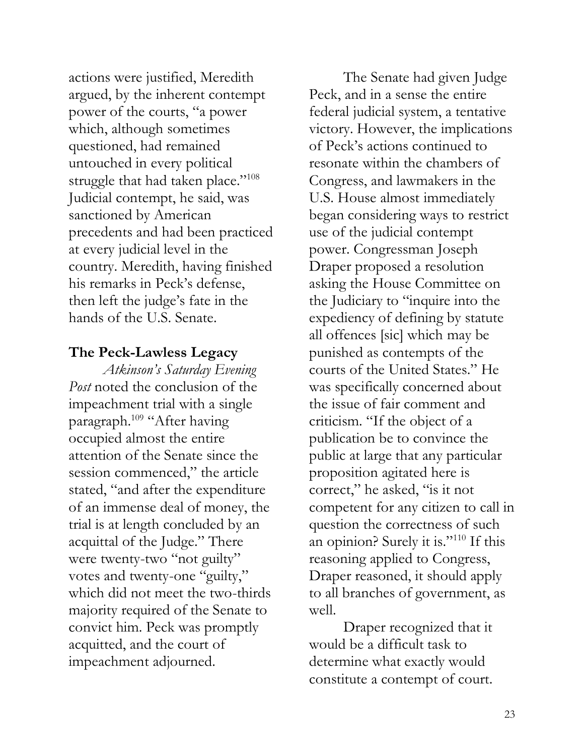actions were justified, Meredith argued, by the inherent contempt power of the courts, "a power which, although sometimes questioned, had remained untouched in every political struggle that had taken place."[108] Judicial contempt, he said, was sanctioned by American precedents and had been practiced at every judicial level in the country. Meredith, having finished his remarks in Peck's defense, then left the judge's fate in the hands of the U.S. Senate.

**The Peck-Lawless Legacy**

*Atkinson's Saturday Evening Post* noted the conclusion of the impeachment trial with a single paragraph.[109] "After having occupied almost the entire attention of the Senate since the session commenced," the article stated, "and after the expenditure of an immense deal of money, the trial is at length concluded by an acquittal of the Judge." There were twenty-two "not guilty" votes and twenty-one "guilty," which did not meet the two-thirds majority required of the Senate to convict him. Peck was promptly acquitted, and the court of impeachment adjourned.

The Senate had given Judge Peck, and in a sense the entire federal judicial system, a tentative victory. However, the implications of Peck's actions continued to resonate within the chambers of Congress, and lawmakers in the U.S. House almost immediately began considering ways to restrict use of the judicial contempt power. Congressman Joseph Draper proposed a resolution asking the House Committee on the Judiciary to "inquire into the expediency of defining by statute all offences [sic] which may be punished as contempts of the courts of the United States." He was specifically concerned about the issue of fair comment and criticism. "If the object of a publication be to convince the public at large that any particular proposition agitated here is correct," he asked, "is it not competent for any citizen to call in question the correctness of such an opinion? Surely it is."[110] If this reasoning applied to Congress, Draper reasoned, it should apply to all branches of government, as well.

Draper recognized that it would be a difficult task to determine what exactly would constitute a contempt of court.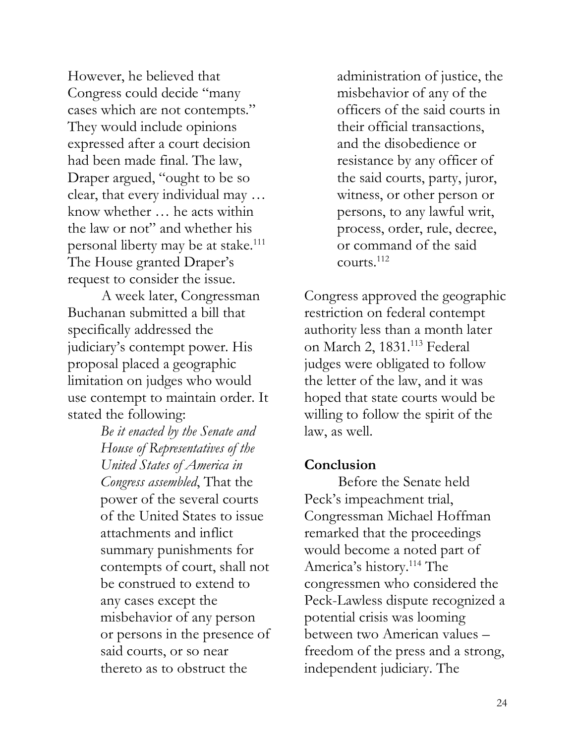However, he believed that Congress could decide "many cases which are not contempts." They would include opinions expressed after a court decision had been made final. The law, Draper argued, "ought to be so clear, that every individual may … know whether … he acts within the law or not" and whether his personal liberty may be at stake.[111] The House granted Draper's request to consider the issue.

A week later, Congressman Buchanan submitted a bill that specifically addressed the judiciary's contempt power. His proposal placed a geographic limitation on judges who would use contempt to maintain order. It stated the following:

> *Be it enacted by the Senate and House of Representatives of the United States of America in Congress assembled*, That the power of the several courts of the United States to issue attachments and inflict summary punishments for contempts of court, shall not be construed to extend to any cases except the misbehavior of any person or persons in the presence of said courts, or so near thereto as to obstruct the administration of justice, the misbehavior of any of the officers of the said courts in their official transactions, and the disobedience or resistance by any officer of the said courts, party, juror, witness, or other person or persons, to any lawful writ, process, order, rule, decree, or command of the said courts.[112]

Congress approved the geographic restriction on federal contempt authority less than a month later on March 2, 1831.[113] Federal judges were obligated to follow the letter of the law, and it was hoped that state courts would be willing to follow the spirit of the law, as well.

## Conclusion

Before the Senate held Peck's impeachment trial, Congressman Michael Hoffman remarked that the proceedings would become a noted part of America's history.[114] The congressmen who considered the Peck-Lawless dispute recognized a potential crisis was looming between two American values – freedom of the press and a strong, independent judiciary. The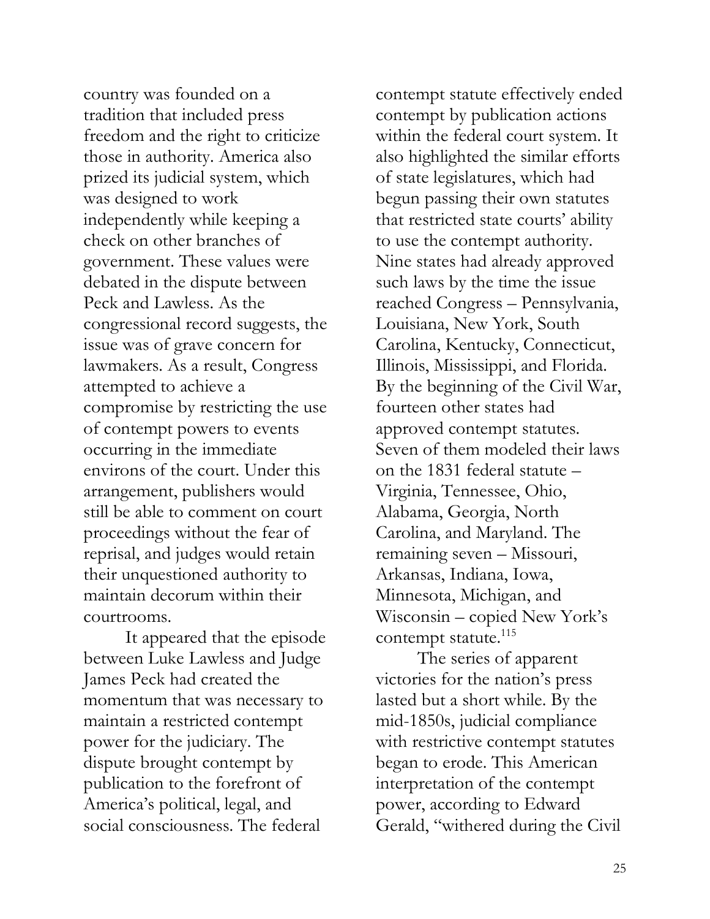country was founded on a tradition that included press freedom and the right to criticize those in authority. America also prized its judicial system, which was designed to work independently while keeping a check on other branches of government. These values were debated in the dispute between Peck and Lawless. As the congressional record suggests, the issue was of grave concern for lawmakers. As a result, Congress attempted to achieve a compromise by restricting the use of contempt powers to events occurring in the immediate environs of the court. Under this arrangement, publishers would still be able to comment on court proceedings without the fear of reprisal, and judges would retain their unquestioned authority to maintain decorum within their courtrooms.

It appeared that the episode between Luke Lawless and Judge James Peck had created the momentum that was necessary to maintain a restricted contempt power for the judiciary. The dispute brought contempt by publication to the forefront of America's political, legal, and social consciousness. The federal contempt statute effectively ended contempt by publication actions within the federal court system. It also highlighted the similar efforts of state legislatures, which had begun passing their own statutes that restricted state courts' ability to use the contempt authority. Nine states had already approved such laws by the time the issue reached Congress – Pennsylvania, Louisiana, New York, South Carolina, Kentucky, Connecticut, Illinois, Mississippi, and Florida. By the beginning of the Civil War, fourteen other states had approved contempt statutes. Seven of them modeled their laws on the 1831 federal statute – Virginia, Tennessee, Ohio, Alabama, Georgia, North Carolina, and Maryland. The remaining seven – Missouri, Arkansas, Indiana, Iowa, Minnesota, Michigan, and Wisconsin – copied New York's contempt statute.[115]

The series of apparent victories for the nation's press lasted but a short while. By the mid-1850s, judicial compliance with restrictive contempt statutes began to erode. This American interpretation of the contempt power, according to Edward Gerald, "withered during the Civil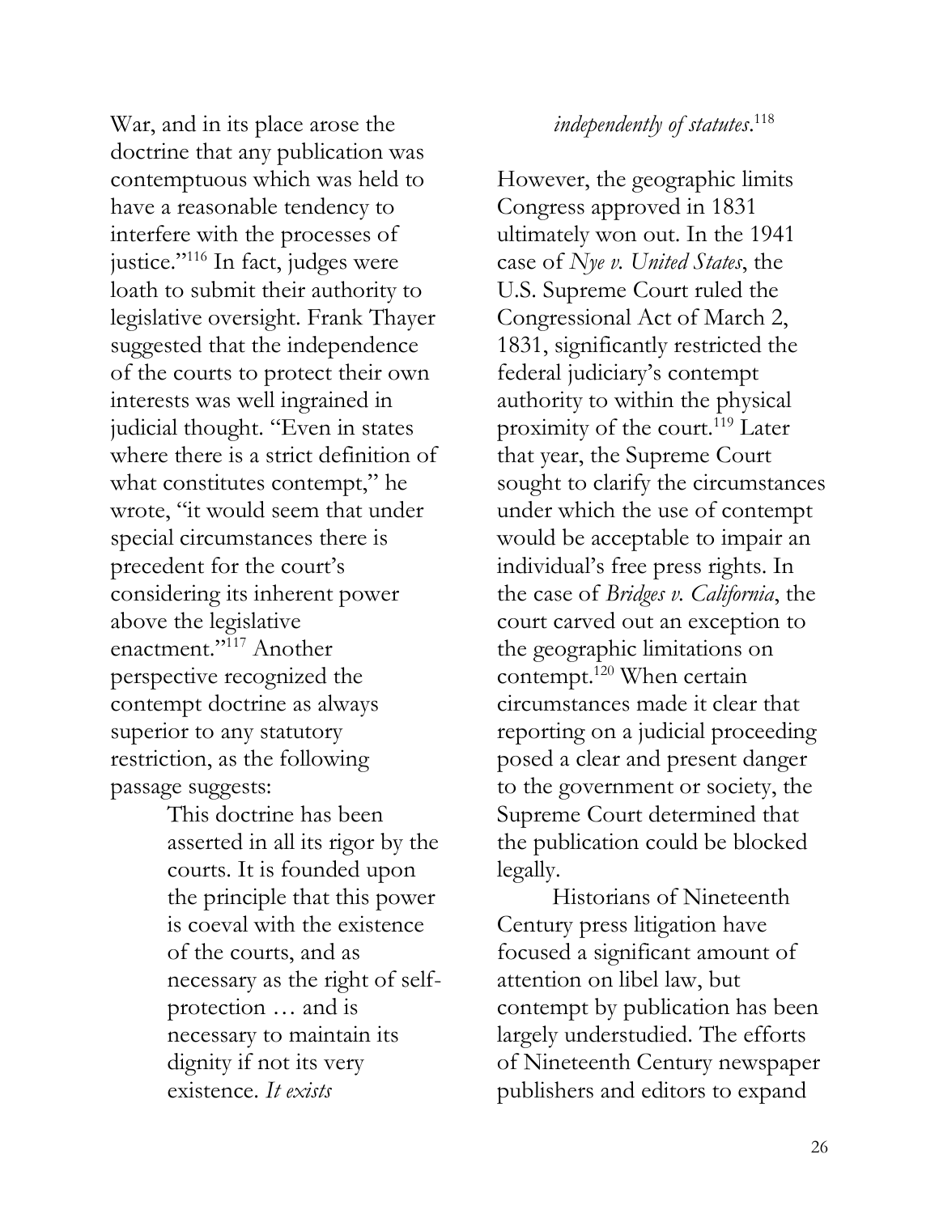War, and in its place arose the doctrine that any publication was contemptuous which was held to have a reasonable tendency to interfere with the processes of justice."[116] In fact, judges were loath to submit their authority to legislative oversight. Frank Thayer suggested that the independence of the courts to protect their own interests was well ingrained in judicial thought. "Even in states where there is a strict definition of what constitutes contempt," he wrote, "it would seem that under special circumstances there is precedent for the court's considering its inherent power above the legislative enactment."[117] Another perspective recognized the contempt doctrine as always superior to any statutory restriction, as the following passage suggests:

> This doctrine has been asserted in all its rigor by the courts. It is founded upon the principle that this power is coeval with the existence of the courts, and as necessary as the right of self-protection … and is necessary to maintain its dignity if not its very existence. *It exists independently of statutes*.[118]

However, the geographic limits Congress approved in 1831 ultimately won out. In the 1941 case of *Nye v. United States*, the U.S. Supreme Court ruled the Congressional Act of March 2, 1831, significantly restricted the federal judiciary's contempt authority to within the physical proximity of the court.[119] Later that year, the Supreme Court sought to clarify the circumstances under which the use of contempt would be acceptable to impair an individual's free press rights. In the case of *Bridges v. California*, the court carved out an exception to the geographic limitations on contempt.[120] When certain circumstances made it clear that reporting on a judicial proceeding posed a clear and present danger to the government or society, the Supreme Court determined that the publication could be blocked legally.

Historians of Nineteenth Century press litigation have focused a significant amount of attention on libel law, but contempt by publication has been largely understudied. The efforts of Nineteenth Century newspaper publishers and editors to expand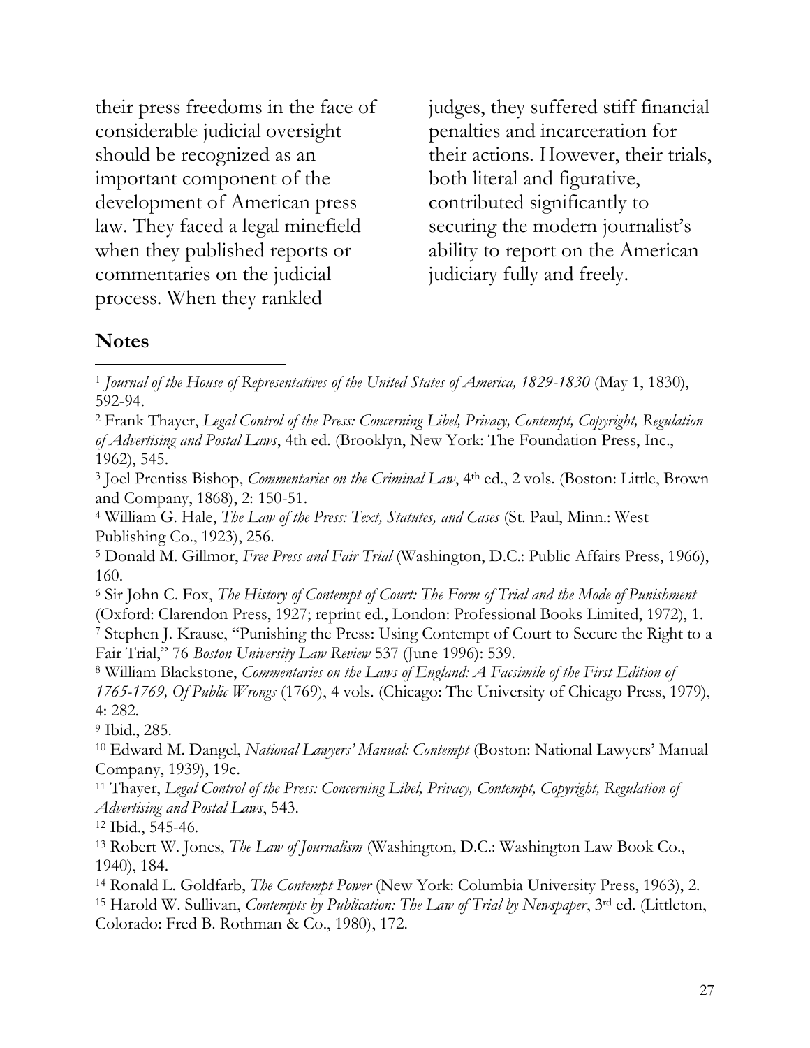their press freedoms in the face of considerable judicial oversight should be recognized as an important component of the development of American press law. They faced a legal minefield when they published reports or commentaries on the judicial process. When they rankled judges, they suffered stiff financial penalties and incarceration for their actions. However, their trials, both literal and figurative, contributed significantly to securing the modern journalist's ability to report on the American judiciary fully and freely.

## Notes

[1] *Journal of the House of Representatives of the United States of America, 1829-1830* (May 1, 1830), 592-94.

[2] Frank Thayer, *Legal Control of the Press: Concerning Libel, Privacy, Contempt, Copyright, Regulation of Advertising and Postal Laws*, 4th ed. (Brooklyn, New York: The Foundation Press, Inc., 1962), 545.

[3] Joel Prentiss Bishop, *Commentaries on the Criminal Law*, 4th ed., 2 vols. (Boston: Little, Brown and Company, 1868), 2: 150-51.

[4] William G. Hale, *The Law of the Press: Text, Statutes, and Cases* (St. Paul, Minn.: West Publishing Co., 1923), 256.

[5] Donald M. Gillmor, *Free Press and Fair Trial* (Washington, D.C.: Public Affairs Press, 1966), 160.

[6] Sir John C. Fox, *The History of Contempt of Court: The Form of Trial and the Mode of Punishment* (Oxford: Clarendon Press, 1927; reprint ed., London: Professional Books Limited, 1972), 1.

[7] Stephen J. Krause, "Punishing the Press: Using Contempt of Court to Secure the Right to a Fair Trial," 76 *Boston University Law Review* 537 (June 1996): 539.

[8] William Blackstone, *Commentaries on the Laws of England: A Facsimile of the First Edition of 1765-1769, Of Public Wrongs* (1769), 4 vols. (Chicago: The University of Chicago Press, 1979), 4: 282.

[9] Ibid., 285.

[10] Edward M. Dangel, *National Lawyers' Manual: Contempt* (Boston: National Lawyers' Manual Company, 1939), 19c.

[11] Thayer, *Legal Control of the Press: Concerning Libel, Privacy, Contempt, Copyright, Regulation of Advertising and Postal Laws*, 543.

[12] Ibid., 545-46.

[13] Robert W. Jones, *The Law of Journalism* (Washington, D.C.: Washington Law Book Co., 1940), 184.

[14] Ronald L. Goldfarb, *The Contempt Power* (New York: Columbia University Press, 1963), 2.

[15] Harold W. Sullivan, *Contempts by Publication: The Law of Trial by Newspaper*, 3rd ed. (Littleton, Colorado: Fred B. Rothman & Co., 1980), 172.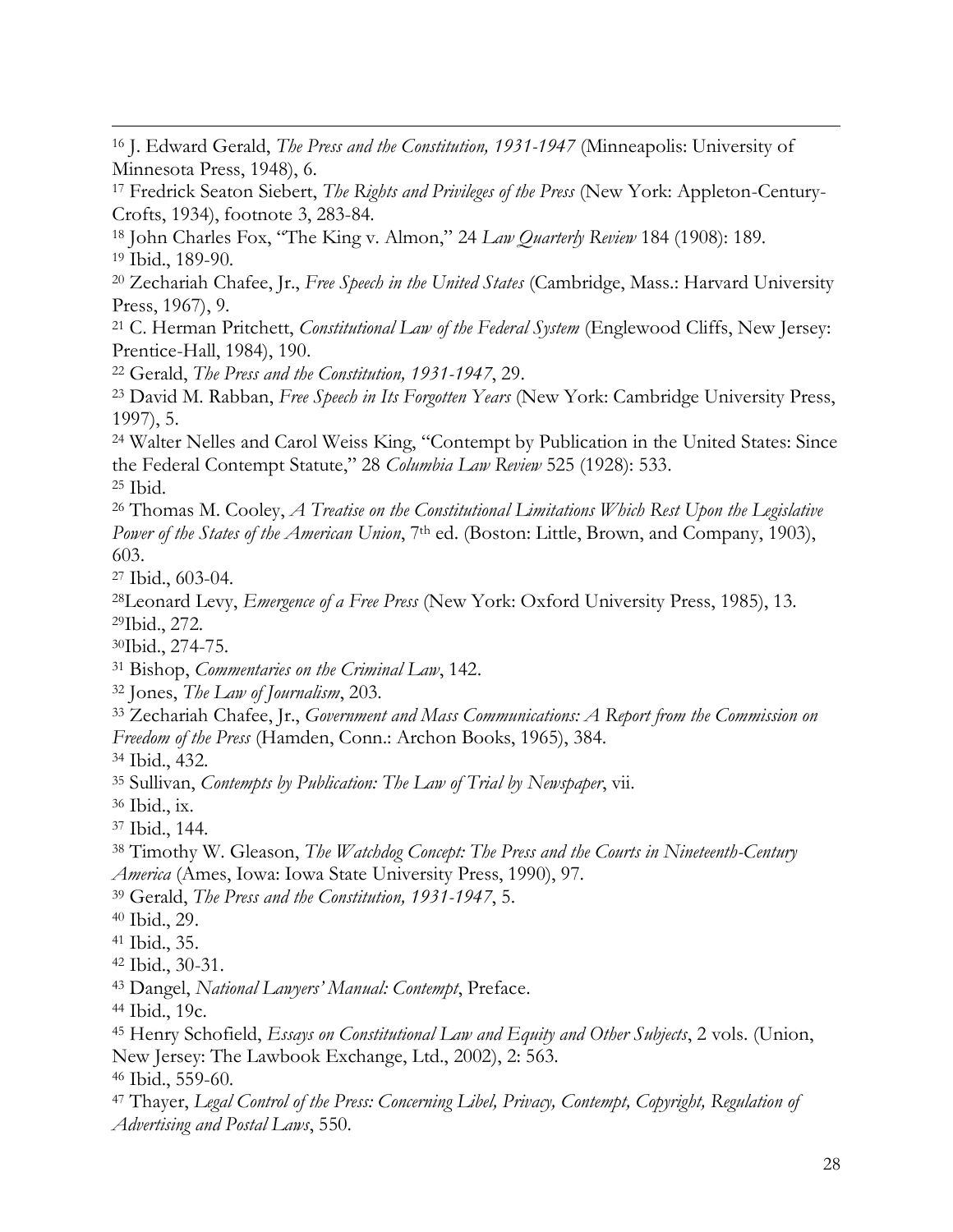[16] J. Edward Gerald, *The Press and the Constitution, 1931-1947* (Minneapolis: University of Minnesota Press, 1948), 6.

[17] Fredrick Seaton Siebert, *The Rights and Privileges of the Press* (New York: Appleton-Century-Crofts, 1934), footnote 3, 283-84.

[18] John Charles Fox, "The King v. Almon," 24 *Law Quarterly Review* 184 (1908): 189.

[19] Ibid., 189-90.

[20] Zechariah Chafee, Jr., *Free Speech in the United States* (Cambridge, Mass.: Harvard University Press, 1967), 9.

[21] C. Herman Pritchett, *Constitutional Law of the Federal System* (Englewood Cliffs, New Jersey: Prentice-Hall, 1984), 190.

[22] Gerald, *The Press and the Constitution, 1931-1947*, 29.

[23] David M. Rabban, *Free Speech in Its Forgotten Years* (New York: Cambridge University Press, 1997), 5.

[24] Walter Nelles and Carol Weiss King, "Contempt by Publication in the United States: Since the Federal Contempt Statute," 28 *Columbia Law Review* 525 (1928): 533.

[25] Ibid.

[26] Thomas M. Cooley, *A Treatise on the Constitutional Limitations Which Rest Upon the Legislative Power of the States of the American Union*, 7th ed. (Boston: Little, Brown, and Company, 1903), 603.

[27] Ibid., 603-04.

[28] Leonard Levy, *Emergence of a Free Press* (New York: Oxford University Press, 1985), 13.

[29] Ibid., 272.

[30] Ibid., 274-75.

[31] Bishop, *Commentaries on the Criminal Law*, 142.

[32] Jones, *The Law of Journalism*, 203.

[33] Zechariah Chafee, Jr., *Government and Mass Communications: A Report from the Commission on Freedom of the Press* (Hamden, Conn.: Archon Books, 1965), 384.

[34] Ibid., 432.

[35] Sullivan, *Contempts by Publication: The Law of Trial by Newspaper*, vii.

[36] Ibid., ix.

[37] Ibid., 144.

[38] Timothy W. Gleason, *The Watchdog Concept: The Press and the Courts in Nineteenth-Century America* (Ames, Iowa: Iowa State University Press, 1990), 97.

[39] Gerald, *The Press and the Constitution, 1931-1947*, 5.

[40] Ibid., 29.

[41] Ibid., 35.

[42] Ibid., 30-31.

[43] Dangel, *National Lawyers' Manual: Contempt*, Preface.

[44] Ibid., 19c.

[45] Henry Schofield, *Essays on Constitutional Law and Equity and Other Subjects*, 2 vols. (Union, New Jersey: The Lawbook Exchange, Ltd., 2002), 2: 563.

[46] Ibid., 559-60.

[47] Thayer, *Legal Control of the Press: Concerning Libel, Privacy, Contempt, Copyright, Regulation of Advertising and Postal Laws*, 550.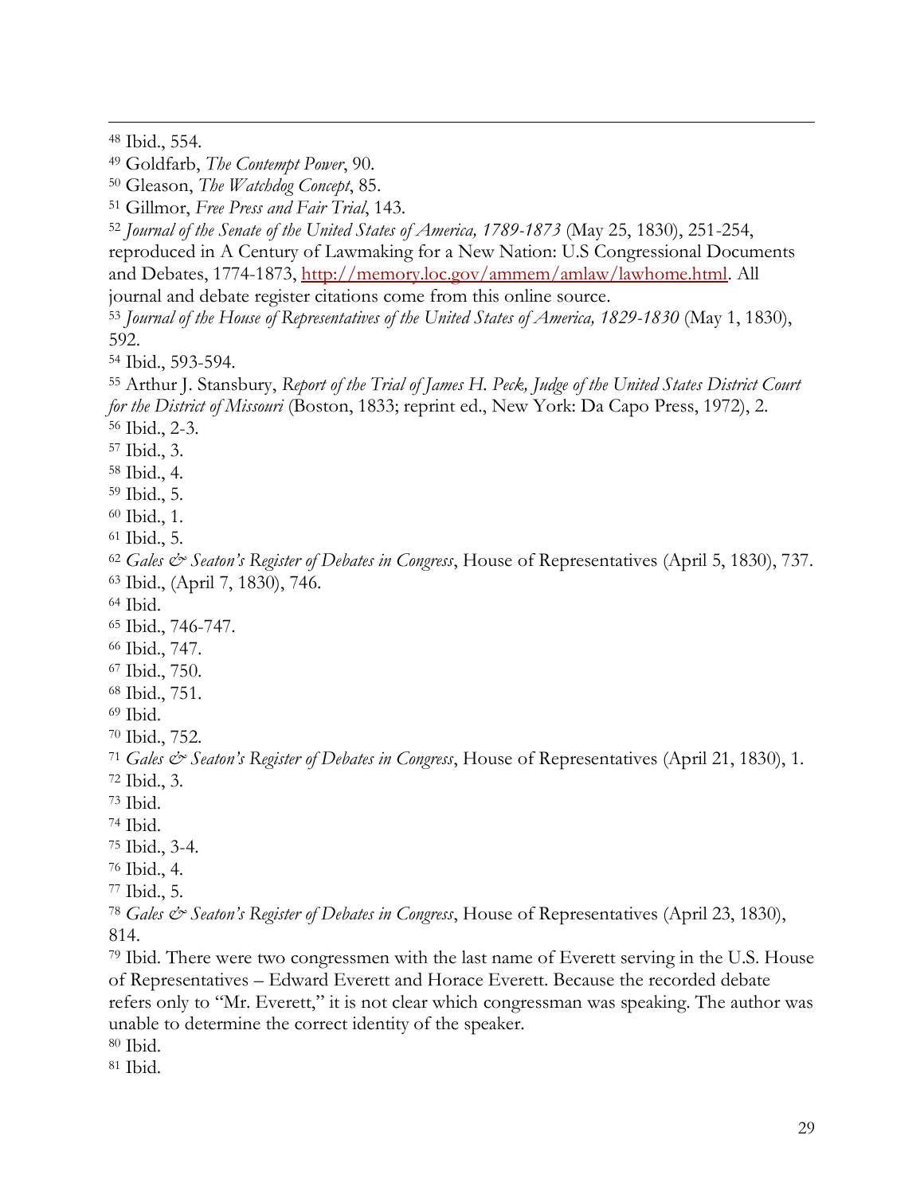[48] Ibid., 554.

[49] Goldfarb, *The Contempt Power*, 90.

[50] Gleason, *The Watchdog Concept*, 85.

[51] Gillmor, *Free Press and Fair Trial*, 143.

[52] *Journal of the Senate of the United States of America, 1789-1873* (May 25, 1830), 251-254, reproduced in A Century of Lawmaking for a New Nation: U.S Congressional Documents and Debates, 1774-1873, http://memory.loc.gov/ammem/amlaw/lawhome.html. All journal and debate register citations come from this online source.

[53] *Journal of the House of Representatives of the United States of America, 1829-1830* (May 1, 1830), 592.

[54] Ibid., 593-594.

[55] Arthur J. Stansbury, *Report of the Trial of James H. Peck, Judge of the United States District Court for the District of Missouri* (Boston, 1833; reprint ed., New York: Da Capo Press, 1972), 2.

[56] Ibid., 2-3.

[57] Ibid., 3.

[58] Ibid., 4.

[59] Ibid., 5.

[60] Ibid., 1.

[61] Ibid., 5.

[62] *Gales & Seaton's Register of Debates in Congress*, House of Representatives (April 5, 1830), 737.

[63] Ibid., (April 7, 1830), 746.

[64] Ibid.

[65] Ibid., 746-747.

[66] Ibid., 747.

[67] Ibid., 750.

[68] Ibid., 751.

[69] Ibid.

[70] Ibid., 752.

[71] *Gales & Seaton's Register of Debates in Congress*, House of Representatives (April 21, 1830), 1.

[72] Ibid., 3.

[73] Ibid.

[74] Ibid.

[75] Ibid., 3-4.

[76] Ibid., 4.

[77] Ibid., 5.

[78] *Gales & Seaton's Register of Debates in Congress*, House of Representatives (April 23, 1830), 814.

[79] Ibid. There were two congressmen with the last name of Everett serving in the U.S. House of Representatives – Edward Everett and Horace Everett. Because the recorded debate refers only to "Mr. Everett," it is not clear which congressman was speaking. The author was unable to determine the correct identity of the speaker.

[80] Ibid.

[81] Ibid.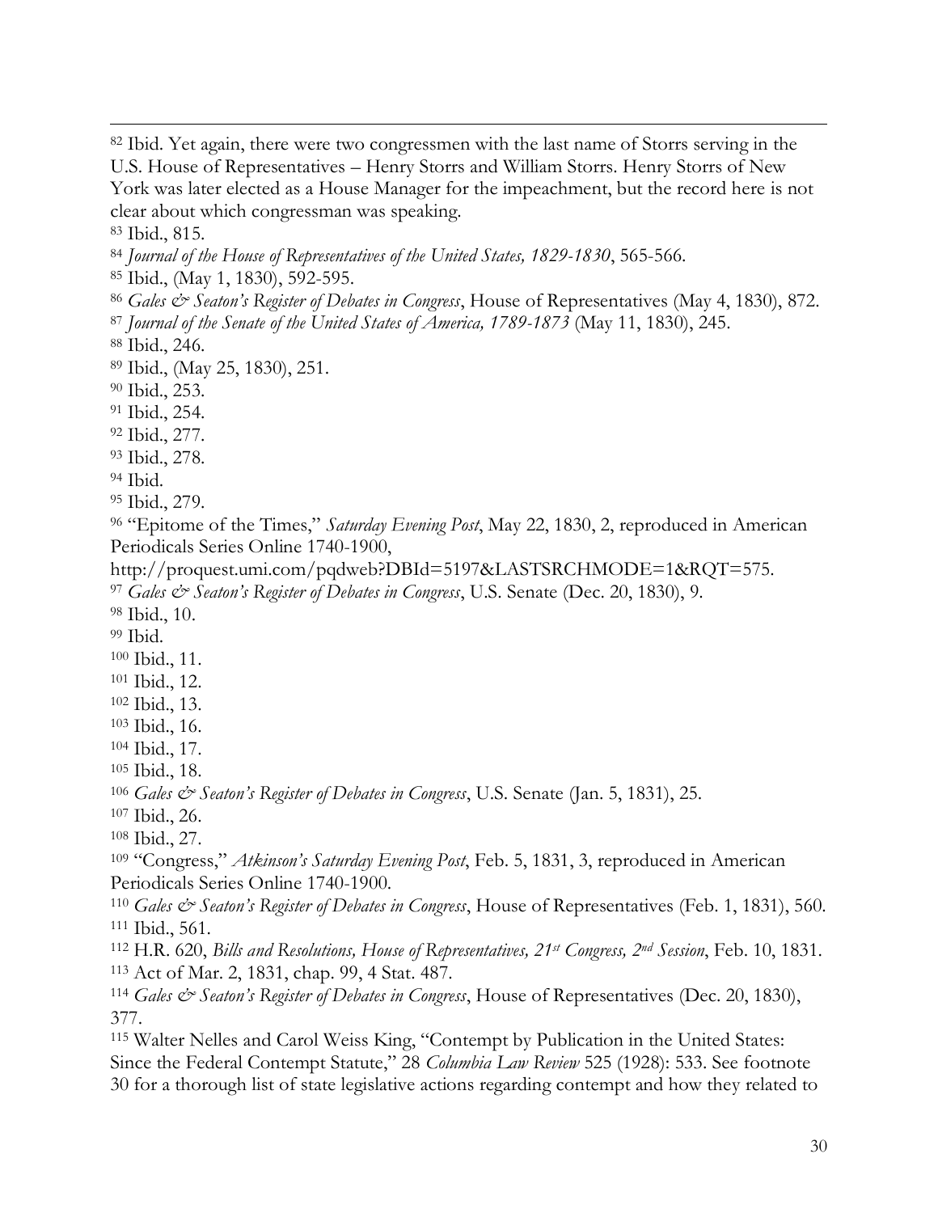[82] Ibid. Yet again, there were two congressmen with the last name of Storrs serving in the U.S. House of Representatives – Henry Storrs and William Storrs. Henry Storrs of New York was later elected as a House Manager for the impeachment, but the record here is not clear about which congressman was speaking.

[83] Ibid., 815.

[84] *Journal of the House of Representatives of the United States, 1829-1830*, 565-566.

[85] Ibid., (May 1, 1830), 592-595.

[86] *Gales & Seaton's Register of Debates in Congress*, House of Representatives (May 4, 1830), 872.

[87] *Journal of the Senate of the United States of America, 1789-1873* (May 11, 1830), 245.

[88] Ibid., 246.

[89] Ibid., (May 25, 1830), 251.

[90] Ibid., 253.

[91] Ibid., 254.

[92] Ibid., 277.

[93] Ibid., 278.

[94] Ibid.

[95] Ibid., 279.

[96] "Epitome of the Times," *Saturday Evening Post*, May 22, 1830, 2, reproduced in American Periodicals Series Online 1740-1900, http://proquest.umi.com/pqdweb?DBId=5197&LASTSRCHMODE=1&RQT=575.

[97] *Gales & Seaton's Register of Debates in Congress*, U.S. Senate (Dec. 20, 1830), 9.

[98] Ibid., 10.

[99] Ibid.

[100] Ibid., 11.

[101] Ibid., 12.

[102] Ibid., 13.

[103] Ibid., 16.

[104] Ibid., 17.

[105] Ibid., 18.

[106] *Gales & Seaton's Register of Debates in Congress*, U.S. Senate (Jan. 5, 1831), 25.

[107] Ibid., 26.

[108] Ibid., 27.

[109] "Congress," *Atkinson's Saturday Evening Post*, Feb. 5, 1831, 3, reproduced in American Periodicals Series Online 1740-1900.

[110] *Gales & Seaton's Register of Debates in Congress*, House of Representatives (Feb. 1, 1831), 560.

[111] Ibid., 561.

[112] H.R. 620, *Bills and Resolutions, House of Representatives, 21st Congress, 2nd Session*, Feb. 10, 1831.

[113] Act of Mar. 2, 1831, chap. 99, 4 Stat. 487.

[114] *Gales & Seaton's Register of Debates in Congress*, House of Representatives (Dec. 20, 1830), 377.

[115] Walter Nelles and Carol Weiss King, "Contempt by Publication in the United States: Since the Federal Contempt Statute," 28 *Columbia Law Review* 525 (1928): 533. See footnote 30 for a thorough list of state legislative actions regarding contempt and how they related to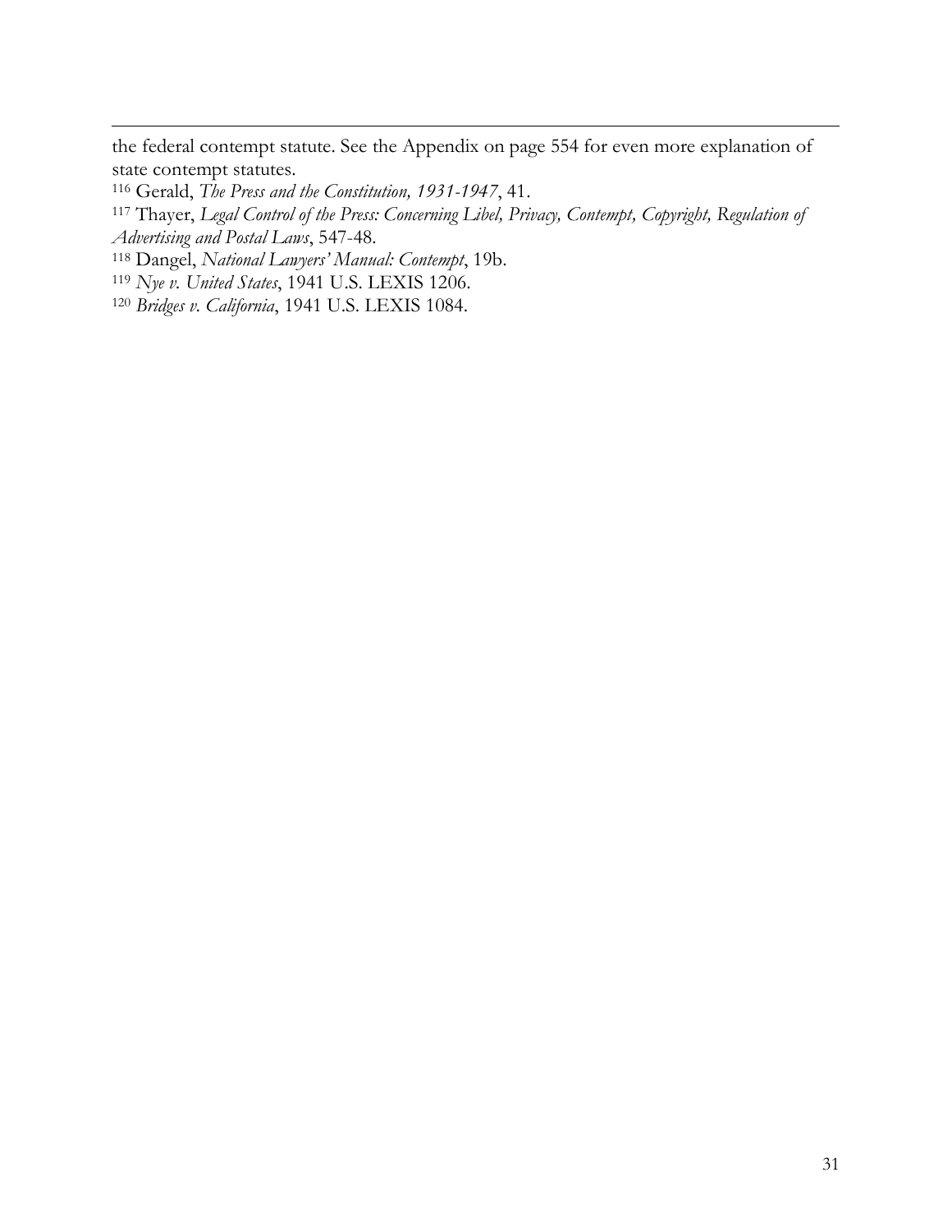the federal contempt statute. See the Appendix on page 554 for even more explanation of state contempt statutes.

[116] Gerald, *The Press and the Constitution, 1931-1947*, 41.

[117] Thayer, *Legal Control of the Press: Concerning Libel, Privacy, Contempt, Copyright, Regulation of Advertising and Postal Laws*, 547-48.

[118] Dangel, *National Lawyers' Manual: Contempt*, 19b.

[119] *Nye v. United States*, 1941 U.S. LEXIS 1206.

[120] *Bridges v. California*, 1941 U.S. LEXIS 1084.